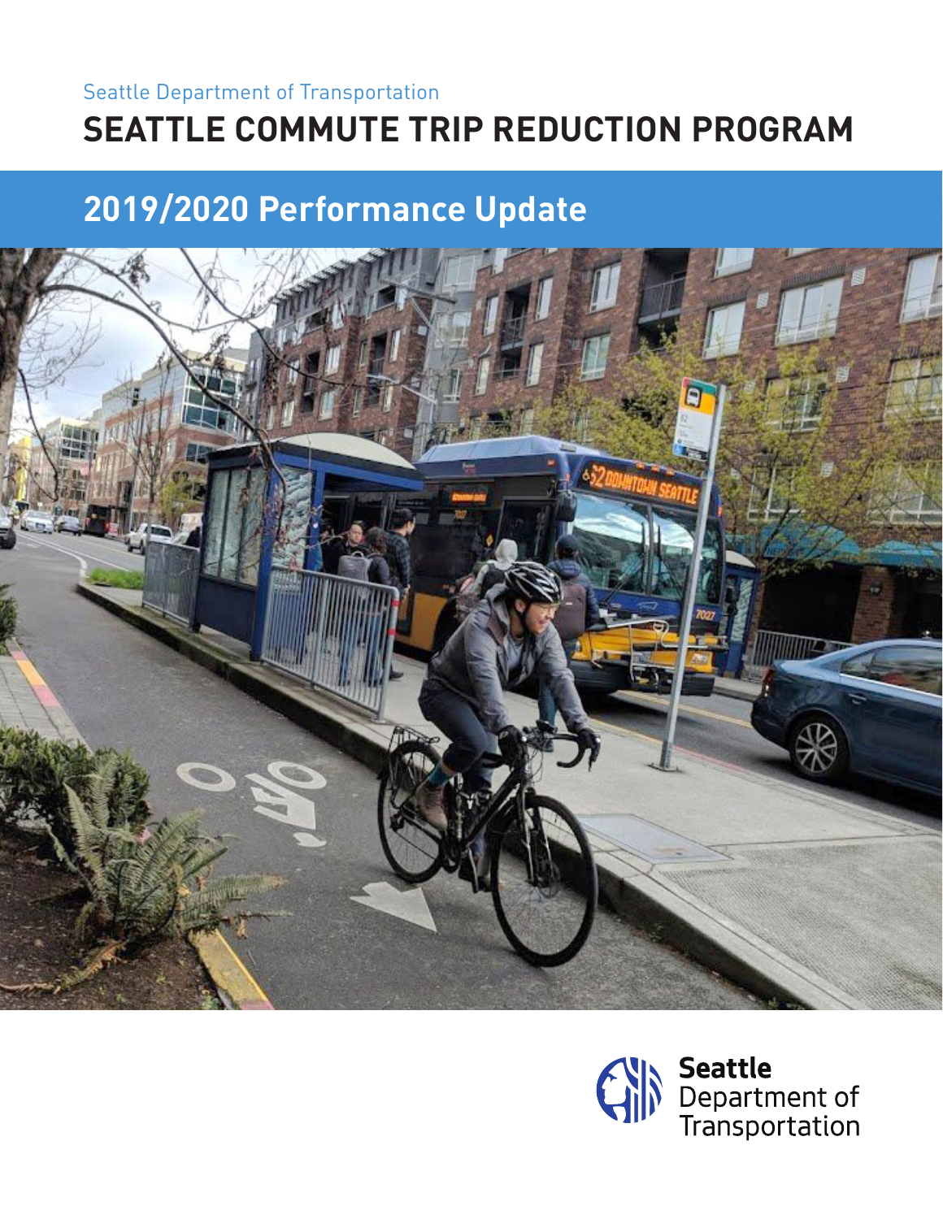Seattle Department of Transportation

# SEATTLE COMMUTE TRIP REDUCTION PROGRAM

## 2019/2020 Performance Update

Seattle Department of Transportation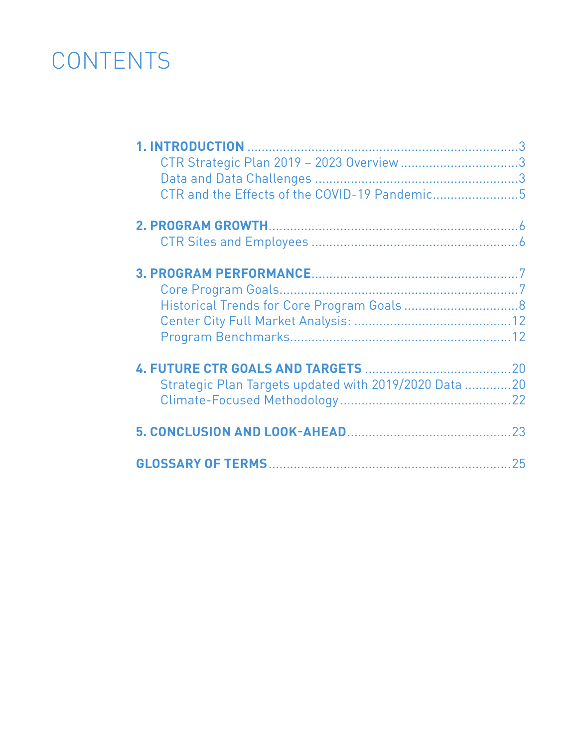# CONTENTS

**1. INTRODUCTION** ........................................................................ 3
- CTR Strategic Plan 2019 – 2023 Overview ........................................ 3
- Data and Data Challenges ........................................................ 3
- CTR and the Effects of the COVID-19 Pandemic ................................... 5

**2. PROGRAM GROWTH** ...................................................................... 6
- CTR Sites and Employees ......................................................... 6

**3. PROGRAM PERFORMANCE** ................................................................. 7
- Core Program Goals .............................................................. 7
- Historical Trends for Core Program Goals ........................................ 8
- Center City Full Market Analysis: ............................................... 12
- Program Benchmarks .............................................................. 12

**4. FUTURE CTR GOALS AND TARGETS** ........................................................ 20
- Strategic Plan Targets updated with 2019/2020 Data .............................. 20
- Climate-Focused Methodology ..................................................... 22

**5. CONCLUSION AND LOOK-AHEAD** ........................................................... 23

**GLOSSARY OF TERMS** .......................................................................... 25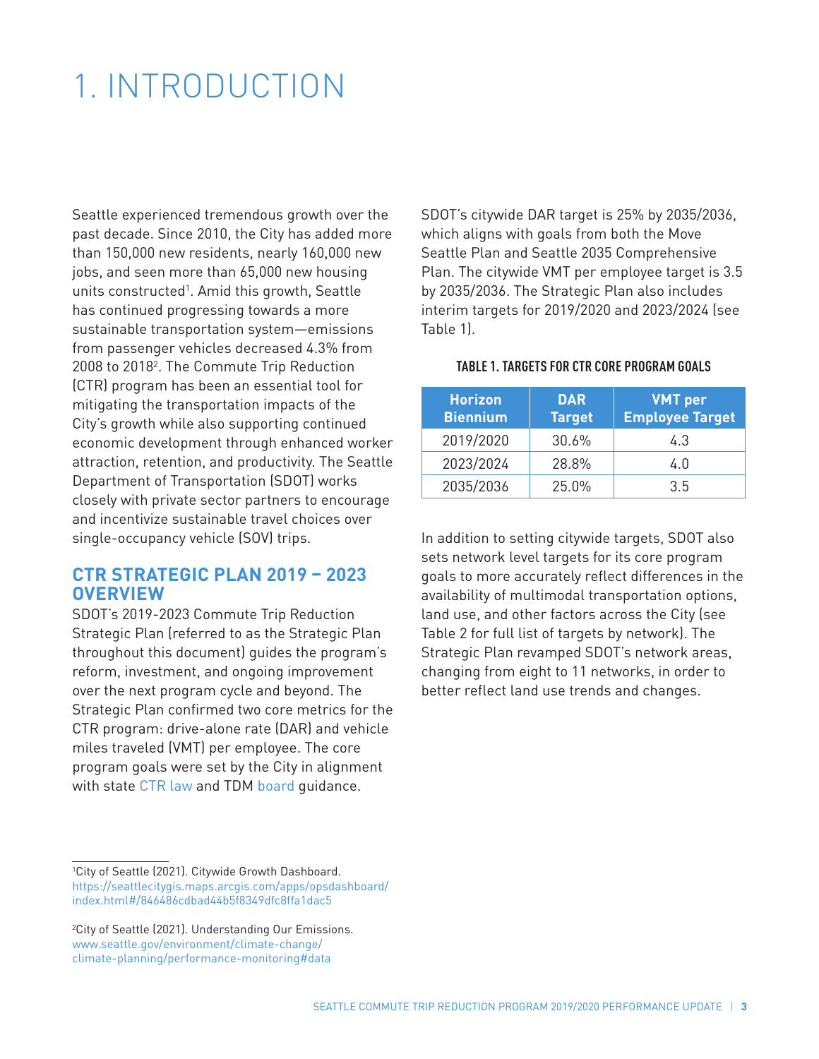# 1. INTRODUCTION

Seattle experienced tremendous growth over the past decade. Since 2010, the City has added more than 150,000 new residents, nearly 160,000 new jobs, and seen more than 65,000 new housing units constructed[1]. Amid this growth, Seattle has continued progressing towards a more sustainable transportation system—emissions from passenger vehicles decreased 4.3% from 2008 to 2018[2]. The Commute Trip Reduction (CTR) program has been an essential tool for mitigating the transportation impacts of the City's growth while also supporting continued economic development through enhanced worker attraction, retention, and productivity. The Seattle Department of Transportation (SDOT) works closely with private sector partners to encourage and incentivize sustainable travel choices over single-occupancy vehicle (SOV) trips.

## CTR STRATEGIC PLAN 2019 – 2023 OVERVIEW

SDOT's 2019-2023 Commute Trip Reduction Strategic Plan (referred to as the Strategic Plan throughout this document) guides the program's reform, investment, and ongoing improvement over the next program cycle and beyond. The Strategic Plan confirmed two core metrics for the CTR program: drive-alone rate (DAR) and vehicle miles traveled (VMT) per employee. The core program goals were set by the City in alignment with state CTR law and TDM board guidance.

SDOT's citywide DAR target is 25% by 2035/2036, which aligns with goals from both the Move Seattle Plan and Seattle 2035 Comprehensive Plan. The citywide VMT per employee target is 3.5 by 2035/2036. The Strategic Plan also includes interim targets for 2019/2020 and 2023/2024 (see Table 1).

**TABLE 1. TARGETS FOR CTR CORE PROGRAM GOALS**

| Horizon Biennium | DAR Target | VMT per Employee Target |
|---|---|---|
| 2019/2020 | 30.6% | 4.3 |
| 2023/2024 | 28.8% | 4.0 |
| 2035/2036 | 25.0% | 3.5 |

In addition to setting citywide targets, SDOT also sets network level targets for its core program goals to more accurately reflect differences in the availability of multimodal transportation options, land use, and other factors across the City (see Table 2 for full list of targets by network). The Strategic Plan revamped SDOT's network areas, changing from eight to 11 networks, in order to better reflect land use trends and changes.

---

[1] City of Seattle (2021). Citywide Growth Dashboard. https://seattlecitygis.maps.arcgis.com/apps/opsdashboard/index.html#/846486cdbad44b5f8349dfc8ffa1dac5

[2] City of Seattle (2021). Understanding Our Emissions. www.seattle.gov/environment/climate-change/climate-planning/performance-monitoring#data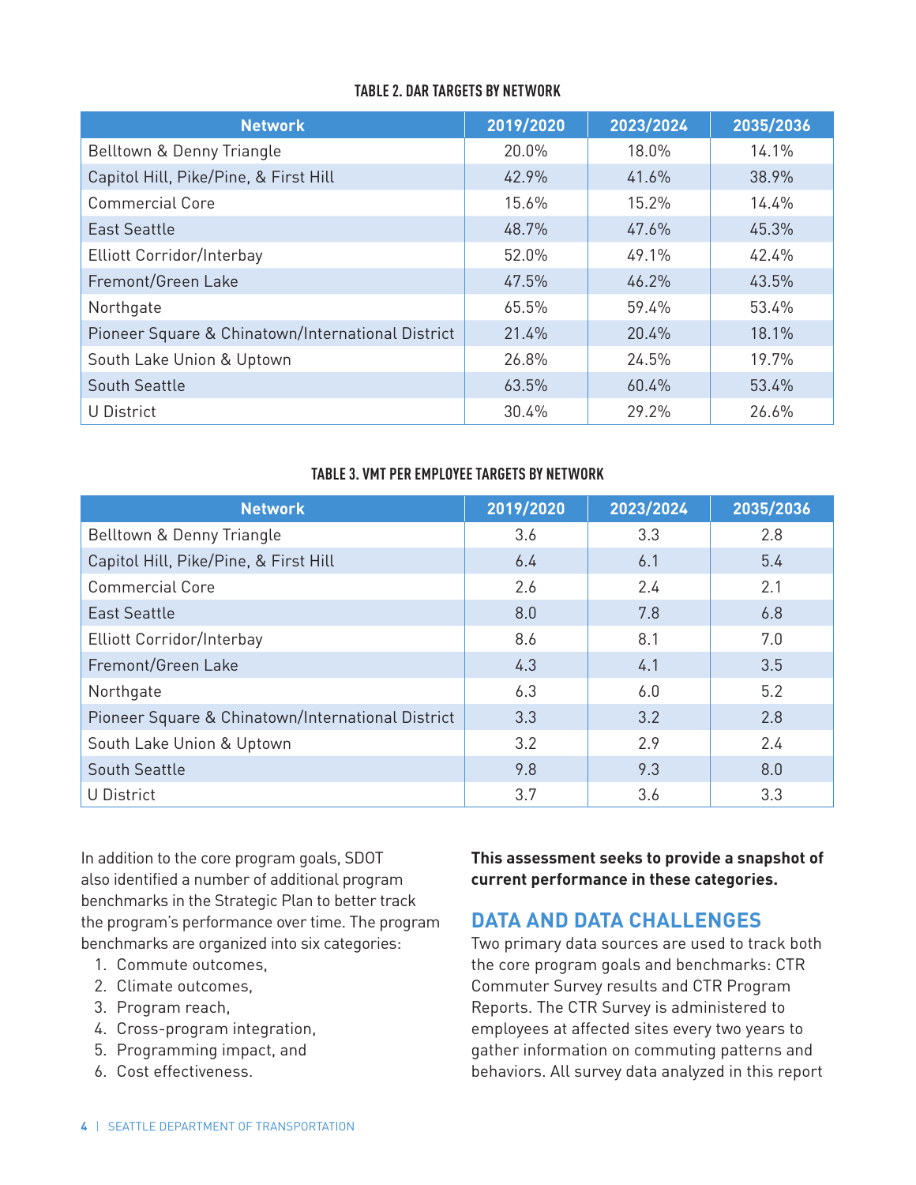**TABLE 2. DAR TARGETS BY NETWORK**

| Network | 2019/2020 | 2023/2024 | 2035/2036 |
|---|---|---|---|
| Belltown & Denny Triangle | 20.0% | 18.0% | 14.1% |
| Capitol Hill, Pike/Pine, & First Hill | 42.9% | 41.6% | 38.9% |
| Commercial Core | 15.6% | 15.2% | 14.4% |
| East Seattle | 48.7% | 47.6% | 45.3% |
| Elliott Corridor/Interbay | 52.0% | 49.1% | 42.4% |
| Fremont/Green Lake | 47.5% | 46.2% | 43.5% |
| Northgate | 65.5% | 59.4% | 53.4% |
| Pioneer Square & Chinatown/International District | 21.4% | 20.4% | 18.1% |
| South Lake Union & Uptown | 26.8% | 24.5% | 19.7% |
| South Seattle | 63.5% | 60.4% | 53.4% |
| U District | 30.4% | 29.2% | 26.6% |

**TABLE 3. VMT PER EMPLOYEE TARGETS BY NETWORK**

| Network | 2019/2020 | 2023/2024 | 2035/2036 |
|---|---|---|---|
| Belltown & Denny Triangle | 3.6 | 3.3 | 2.8 |
| Capitol Hill, Pike/Pine, & First Hill | 6.4 | 6.1 | 5.4 |
| Commercial Core | 2.6 | 2.4 | 2.1 |
| East Seattle | 8.0 | 7.8 | 6.8 |
| Elliott Corridor/Interbay | 8.6 | 8.1 | 7.0 |
| Fremont/Green Lake | 4.3 | 4.1 | 3.5 |
| Northgate | 6.3 | 6.0 | 5.2 |
| Pioneer Square & Chinatown/International District | 3.3 | 3.2 | 2.8 |
| South Lake Union & Uptown | 3.2 | 2.9 | 2.4 |
| South Seattle | 9.8 | 9.3 | 8.0 |
| U District | 3.7 | 3.6 | 3.3 |

In addition to the core program goals, SDOT also identified a number of additional program benchmarks in the Strategic Plan to better track the program's performance over time. The program benchmarks are organized into six categories:

1. Commute outcomes,
2. Climate outcomes,
3. Program reach,
4. Cross-program integration,
5. Programming impact, and
6. Cost effectiveness.

**This assessment seeks to provide a snapshot of current performance in these categories.**

## DATA AND DATA CHALLENGES

Two primary data sources are used to track both the core program goals and benchmarks: CTR Commuter Survey results and CTR Program Reports. The CTR Survey is administered to employees at affected sites every two years to gather information on commuting patterns and behaviors. All survey data analyzed in this report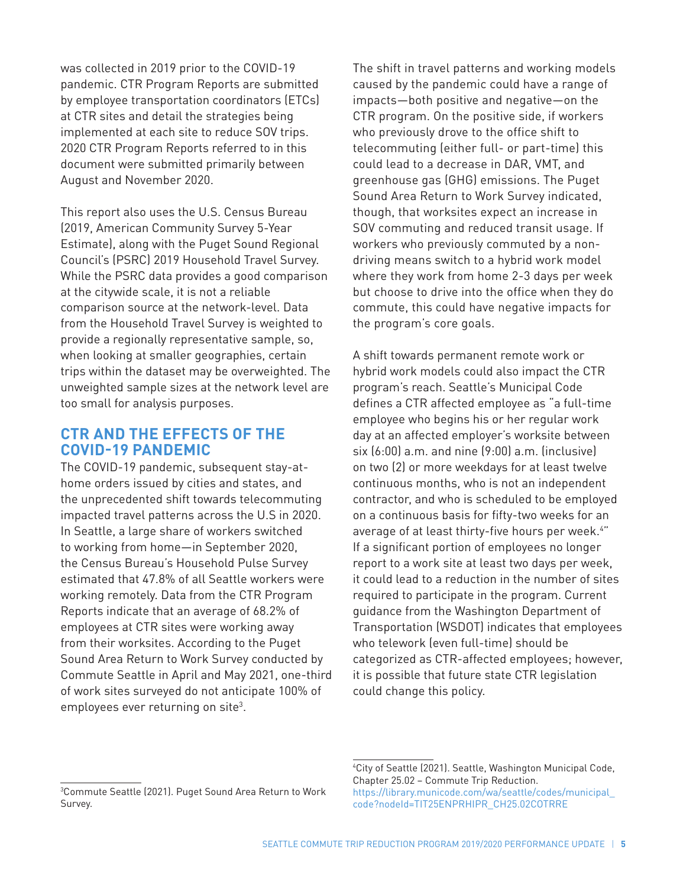was collected in 2019 prior to the COVID-19 pandemic. CTR Program Reports are submitted by employee transportation coordinators (ETCs) at CTR sites and detail the strategies being implemented at each site to reduce SOV trips. 2020 CTR Program Reports referred to in this document were submitted primarily between August and November 2020.

This report also uses the U.S. Census Bureau (2019, American Community Survey 5-Year Estimate), along with the Puget Sound Regional Council's (PSRC) 2019 Household Travel Survey. While the PSRC data provides a good comparison at the citywide scale, it is not a reliable comparison source at the network-level. Data from the Household Travel Survey is weighted to provide a regionally representative sample, so, when looking at smaller geographies, certain trips within the dataset may be overweighted. The unweighted sample sizes at the network level are too small for analysis purposes.

## CTR AND THE EFFECTS OF THE COVID-19 PANDEMIC

The COVID-19 pandemic, subsequent stay-at-home orders issued by cities and states, and the unprecedented shift towards telecommuting impacted travel patterns across the U.S in 2020. In Seattle, a large share of workers switched to working from home—in September 2020, the Census Bureau's Household Pulse Survey estimated that 47.8% of all Seattle workers were working remotely. Data from the CTR Program Reports indicate that an average of 68.2% of employees at CTR sites were working away from their worksites. According to the Puget Sound Area Return to Work Survey conducted by Commute Seattle in April and May 2021, one-third of work sites surveyed do not anticipate 100% of employees ever returning on site[3].

The shift in travel patterns and working models caused by the pandemic could have a range of impacts—both positive and negative—on the CTR program. On the positive side, if workers who previously drove to the office shift to telecommuting (either full- or part-time) this could lead to a decrease in DAR, VMT, and greenhouse gas (GHG) emissions. The Puget Sound Area Return to Work Survey indicated, though, that worksites expect an increase in SOV commuting and reduced transit usage. If workers who previously commuted by a non-driving means switch to a hybrid work model where they work from home 2-3 days per week but choose to drive into the office when they do commute, this could have negative impacts for the program's core goals.

A shift towards permanent remote work or hybrid work models could also impact the CTR program's reach. Seattle's Municipal Code defines a CTR affected employee as "a full-time employee who begins his or her regular work day at an affected employer's worksite between six (6:00) a.m. and nine (9:00) a.m. (inclusive) on two (2) or more weekdays for at least twelve continuous months, who is not an independent contractor, and who is scheduled to be employed on a continuous basis for fifty-two weeks for an average of at least thirty-five hours per week.[4]" If a significant portion of employees no longer report to a work site at least two days per week, it could lead to a reduction in the number of sites required to participate in the program. Current guidance from the Washington Department of Transportation (WSDOT) indicates that employees who telework (even full-time) should be categorized as CTR-affected employees; however, it is possible that future state CTR legislation could change this policy.

[3]Commute Seattle (2021). Puget Sound Area Return to Work Survey.

[4]City of Seattle (2021). Seattle, Washington Municipal Code, Chapter 25.02 – Commute Trip Reduction. https://library.municode.com/wa/seattle/codes/municipal_code?nodeId=TIT25ENPRHIPR_CH25.02COTRRE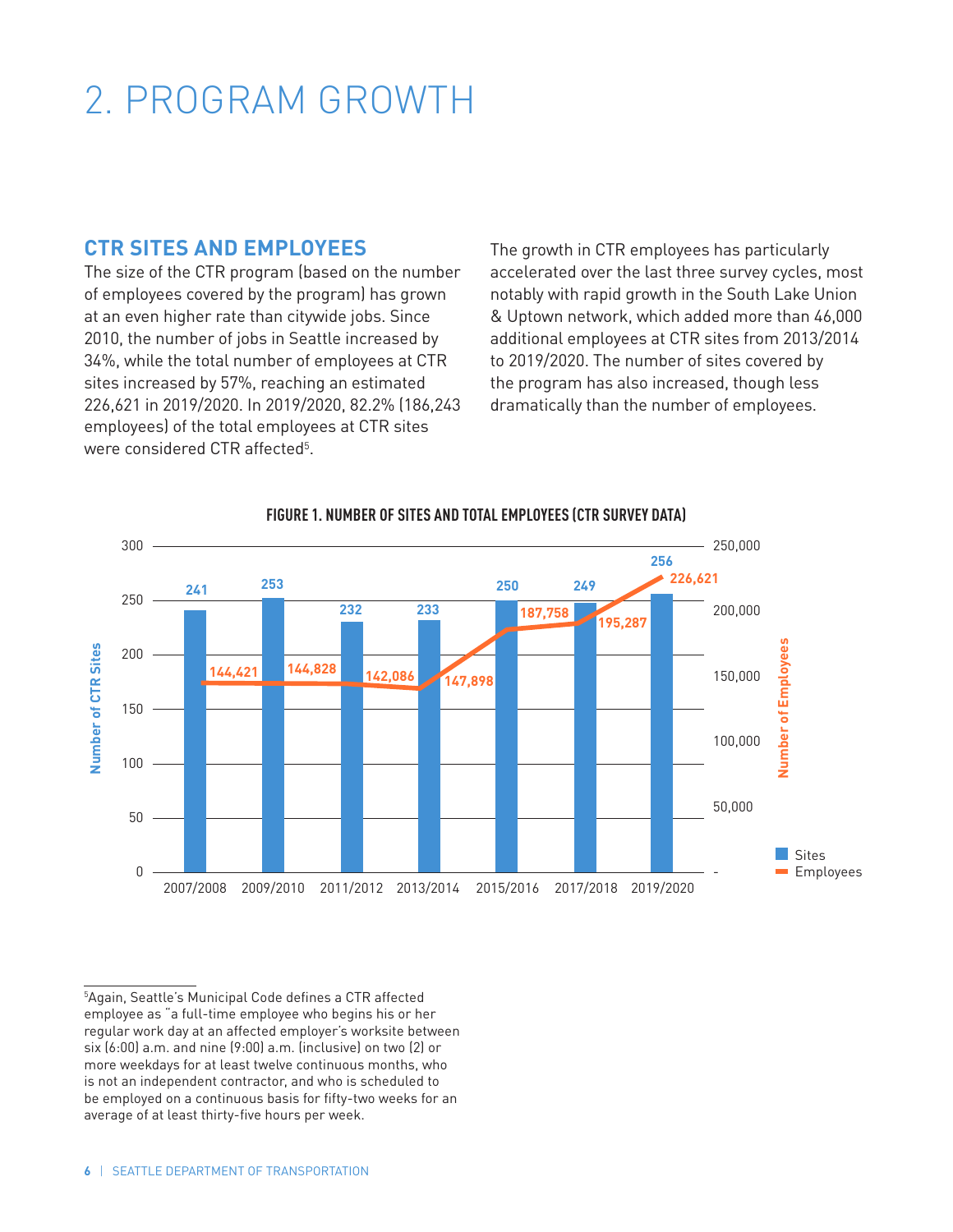# 2. PROGRAM GROWTH

## CTR SITES AND EMPLOYEES

The size of the CTR program (based on the number of employees covered by the program) has grown at an even higher rate than citywide jobs. Since 2010, the number of jobs in Seattle increased by 34%, while the total number of employees at CTR sites increased by 57%, reaching an estimated 226,621 in 2019/2020. In 2019/2020, 82.2% (186,243 employees) of the total employees at CTR sites were considered CTR affected[5].

The growth in CTR employees has particularly accelerated over the last three survey cycles, most notably with rapid growth in the South Lake Union & Uptown network, which added more than 46,000 additional employees at CTR sites from 2013/2014 to 2019/2020. The number of sites covered by the program has also increased, though less dramatically than the number of employees.

**FIGURE 1. NUMBER OF SITES AND TOTAL EMPLOYEES (CTR SURVEY DATA)**

| Survey Cycle | Sites | Employees |
| --- | --- | --- |
| 2007/2008 | 241 | 144,421 |
| 2009/2010 | 253 | 144,828 |
| 2011/2012 | 232 | 142,086 |
| 2013/2014 | 233 | 147,898 |
| 2015/2016 | 250 | 187,758 |
| 2017/2018 | 249 | 195,287 |
| 2019/2020 | 256 | 226,621 |

[5]Again, Seattle's Municipal Code defines a CTR affected employee as "a full-time employee who begins his or her regular work day at an affected employer's worksite between six (6:00) a.m. and nine (9:00) a.m. (inclusive) on two (2) or more weekdays for at least twelve continuous months, who is not an independent contractor, and who is scheduled to be employed on a continuous basis for fifty-two weeks for an average of at least thirty-five hours per week.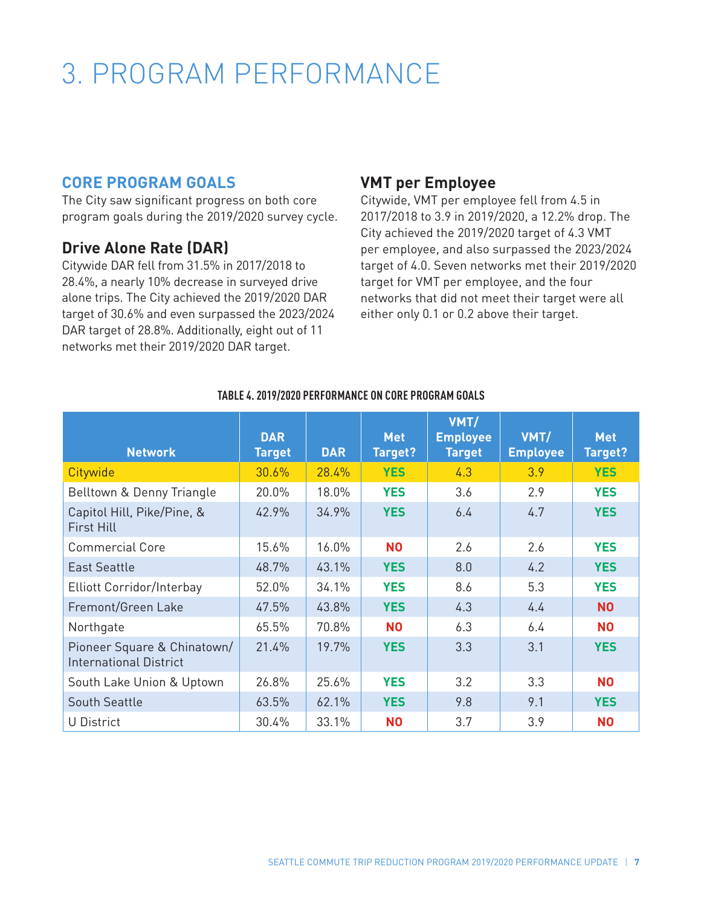# 3. PROGRAM PERFORMANCE

## CORE PROGRAM GOALS

The City saw significant progress on both core program goals during the 2019/2020 survey cycle.

### Drive Alone Rate (DAR)

Citywide DAR fell from 31.5% in 2017/2018 to 28.4%, a nearly 10% decrease in surveyed drive alone trips. The City achieved the 2019/2020 DAR target of 30.6% and even surpassed the 2023/2024 DAR target of 28.8%. Additionally, eight out of 11 networks met their 2019/2020 DAR target.

### VMT per Employee

Citywide, VMT per employee fell from 4.5 in 2017/2018 to 3.9 in 2019/2020, a 12.2% drop. The City achieved the 2019/2020 target of 4.3 VMT per employee, and also surpassed the 2023/2024 target of 4.0. Seven networks met their 2019/2020 target for VMT per employee, and the four networks that did not meet their target were all either only 0.1 or 0.2 above their target.

**TABLE 4. 2019/2020 PERFORMANCE ON CORE PROGRAM GOALS**

| Network | DAR Target | DAR | Met Target? | VMT/ Employee Target | VMT/ Employee | Met Target? |
|---|---|---|---|---|---|---|
| Citywide | 30.6% | 28.4% | YES | 4.3 | 3.9 | YES |
| Belltown & Denny Triangle | 20.0% | 18.0% | YES | 3.6 | 2.9 | YES |
| Capitol Hill, Pike/Pine, & First Hill | 42.9% | 34.9% | YES | 6.4 | 4.7 | YES |
| Commercial Core | 15.6% | 16.0% | NO | 2.6 | 2.6 | YES |
| East Seattle | 48.7% | 43.1% | YES | 8.0 | 4.2 | YES |
| Elliott Corridor/Interbay | 52.0% | 34.1% | YES | 8.6 | 5.3 | YES |
| Fremont/Green Lake | 47.5% | 43.8% | YES | 4.3 | 4.4 | NO |
| Northgate | 65.5% | 70.8% | NO | 6.3 | 6.4 | NO |
| Pioneer Square & Chinatown/ International District | 21.4% | 19.7% | YES | 3.3 | 3.1 | YES |
| South Lake Union & Uptown | 26.8% | 25.6% | YES | 3.2 | 3.3 | NO |
| South Seattle | 63.5% | 62.1% | YES | 9.8 | 9.1 | YES |
| U District | 30.4% | 33.1% | NO | 3.7 | 3.9 | NO |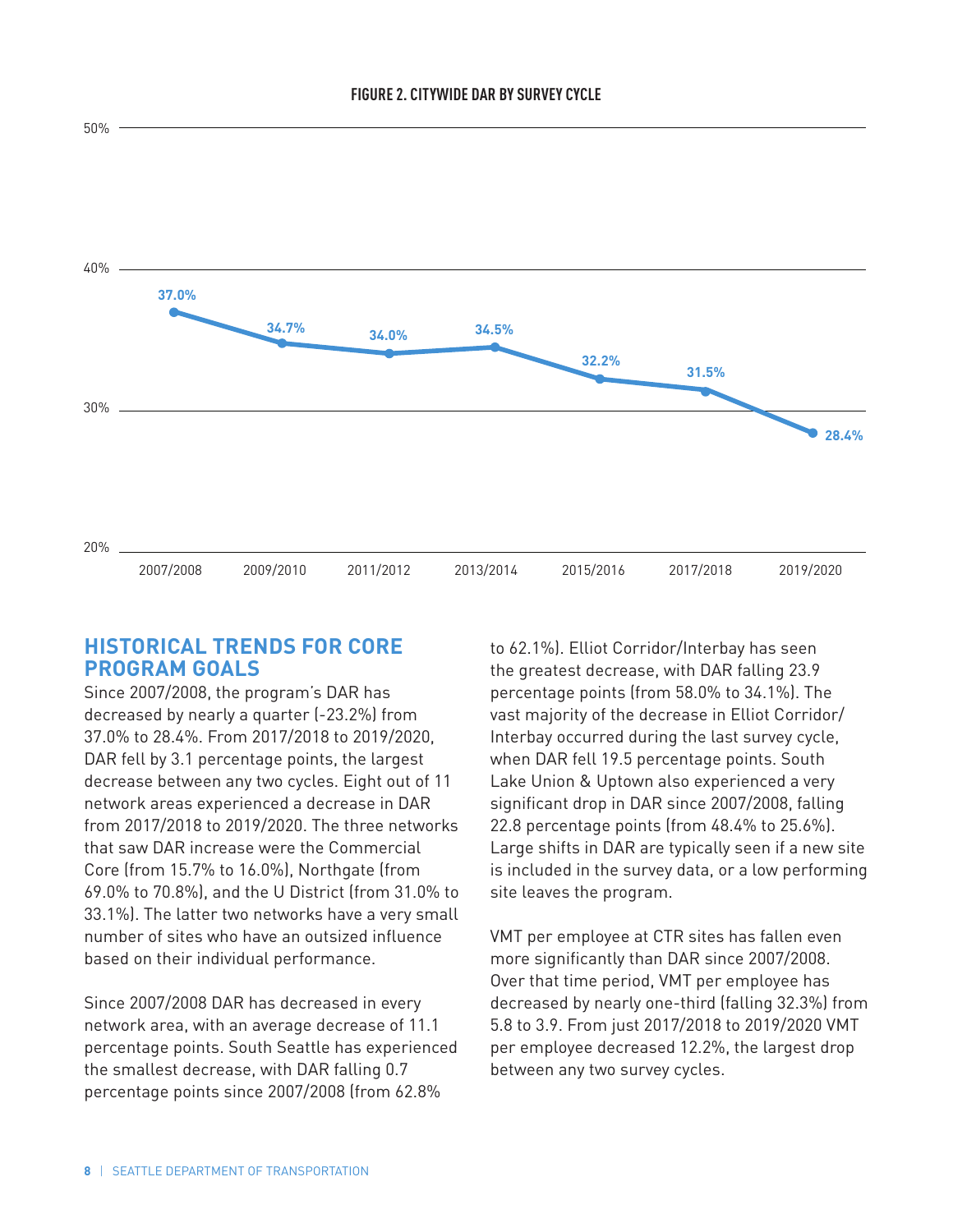**FIGURE 2. CITYWIDE DAR BY SURVEY CYCLE**

| Survey Cycle | DAR |
| --- | --- |
| 2007/2008 | 37.0% |
| 2009/2010 | 34.7% |
| 2011/2012 | 34.0% |
| 2013/2014 | 34.5% |
| 2015/2016 | 32.2% |
| 2017/2018 | 31.5% |
| 2019/2020 | 28.4% |

## HISTORICAL TRENDS FOR CORE PROGRAM GOALS

Since 2007/2008, the program's DAR has decreased by nearly a quarter (-23.2%) from 37.0% to 28.4%. From 2017/2018 to 2019/2020, DAR fell by 3.1 percentage points, the largest decrease between any two cycles. Eight out of 11 network areas experienced a decrease in DAR from 2017/2018 to 2019/2020. The three networks that saw DAR increase were the Commercial Core (from 15.7% to 16.0%), Northgate (from 69.0% to 70.8%), and the U District (from 31.0% to 33.1%). The latter two networks have a very small number of sites who have an outsized influence based on their individual performance.

Since 2007/2008 DAR has decreased in every network area, with an average decrease of 11.1 percentage points. South Seattle has experienced the smallest decrease, with DAR falling 0.7 percentage points since 2007/2008 (from 62.8% to 62.1%). Elliot Corridor/Interbay has seen the greatest decrease, with DAR falling 23.9 percentage points (from 58.0% to 34.1%). The vast majority of the decrease in Elliot Corridor/Interbay occurred during the last survey cycle, when DAR fell 19.5 percentage points. South Lake Union & Uptown also experienced a very significant drop in DAR since 2007/2008, falling 22.8 percentage points (from 48.4% to 25.6%). Large shifts in DAR are typically seen if a new site is included in the survey data, or a low performing site leaves the program.

VMT per employee at CTR sites has fallen even more significantly than DAR since 2007/2008. Over that time period, VMT per employee has decreased by nearly one-third (falling 32.3%) from 5.8 to 3.9. From just 2017/2018 to 2019/2020 VMT per employee decreased 12.2%, the largest drop between any two survey cycles.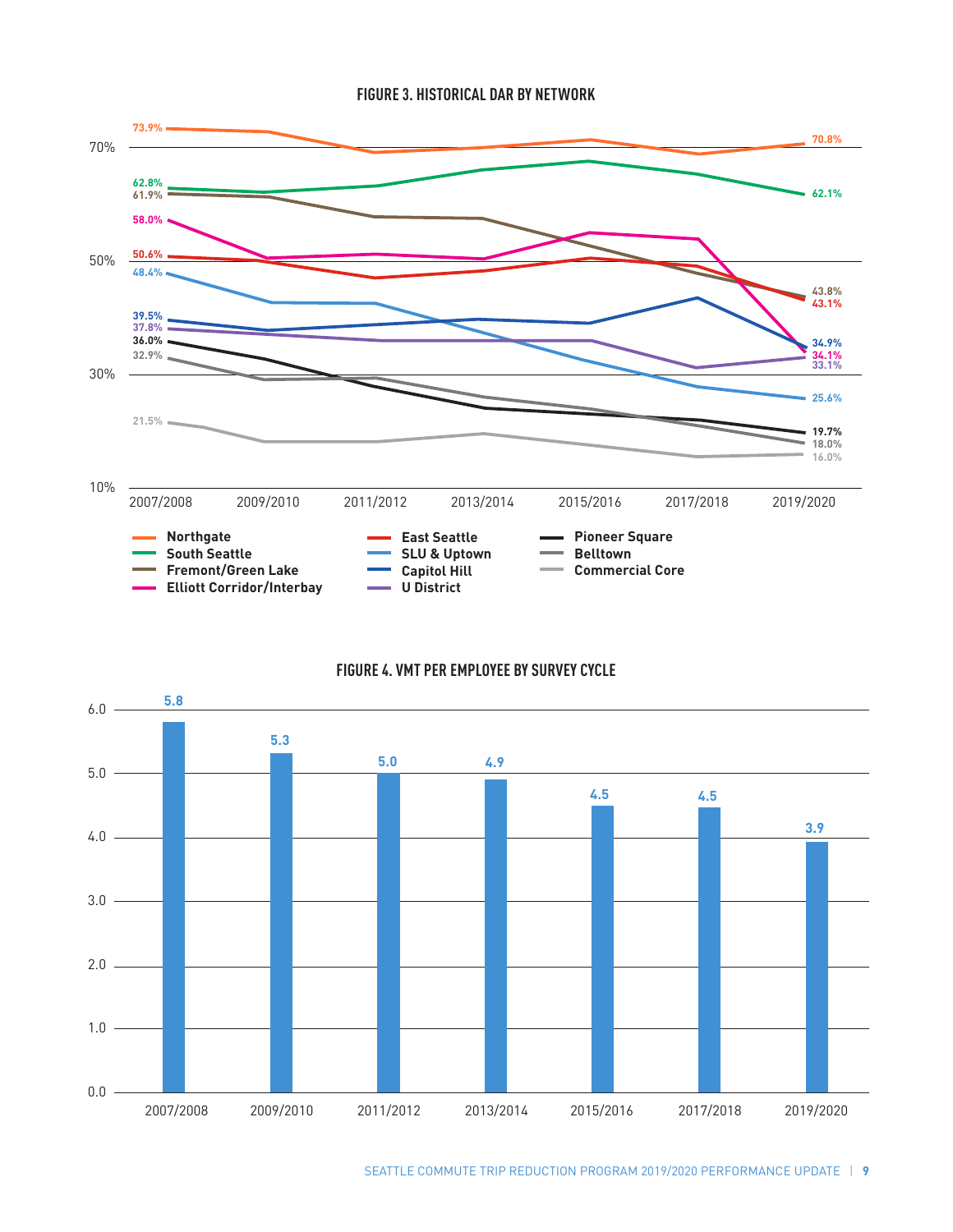**FIGURE 3. HISTORICAL DAR BY NETWORK**

| Network | 2007/2008 | 2019/2020 |
|---|---|---|
| Northgate | 73.9% | 70.8% |
| South Seattle | 62.8% | 62.1% |
| Fremont/Green Lake | 61.9% | 43.8% |
| Elliott Corridor/Interbay | 58.0% | 34.1% |
| East Seattle | 50.6% | 43.1% |
| SLU & Uptown | 48.4% | 25.6% |
| Capitol Hill | 39.5% | 34.9% |
| U District | 37.8% | 33.1% |
| Pioneer Square | 36.0% | 19.7% |
| Belltown | 32.9% | 18.0% |
| Commercial Core | 21.5% | 16.0% |

**FIGURE 4. VMT PER EMPLOYEE BY SURVEY CYCLE**

| Survey Cycle | VMT per Employee |
|---|---|
| 2007/2008 | 5.8 |
| 2009/2010 | 5.3 |
| 2011/2012 | 5.0 |
| 2013/2014 | 4.9 |
| 2015/2016 | 4.5 |
| 2017/2018 | 4.5 |
| 2019/2020 | 3.9 |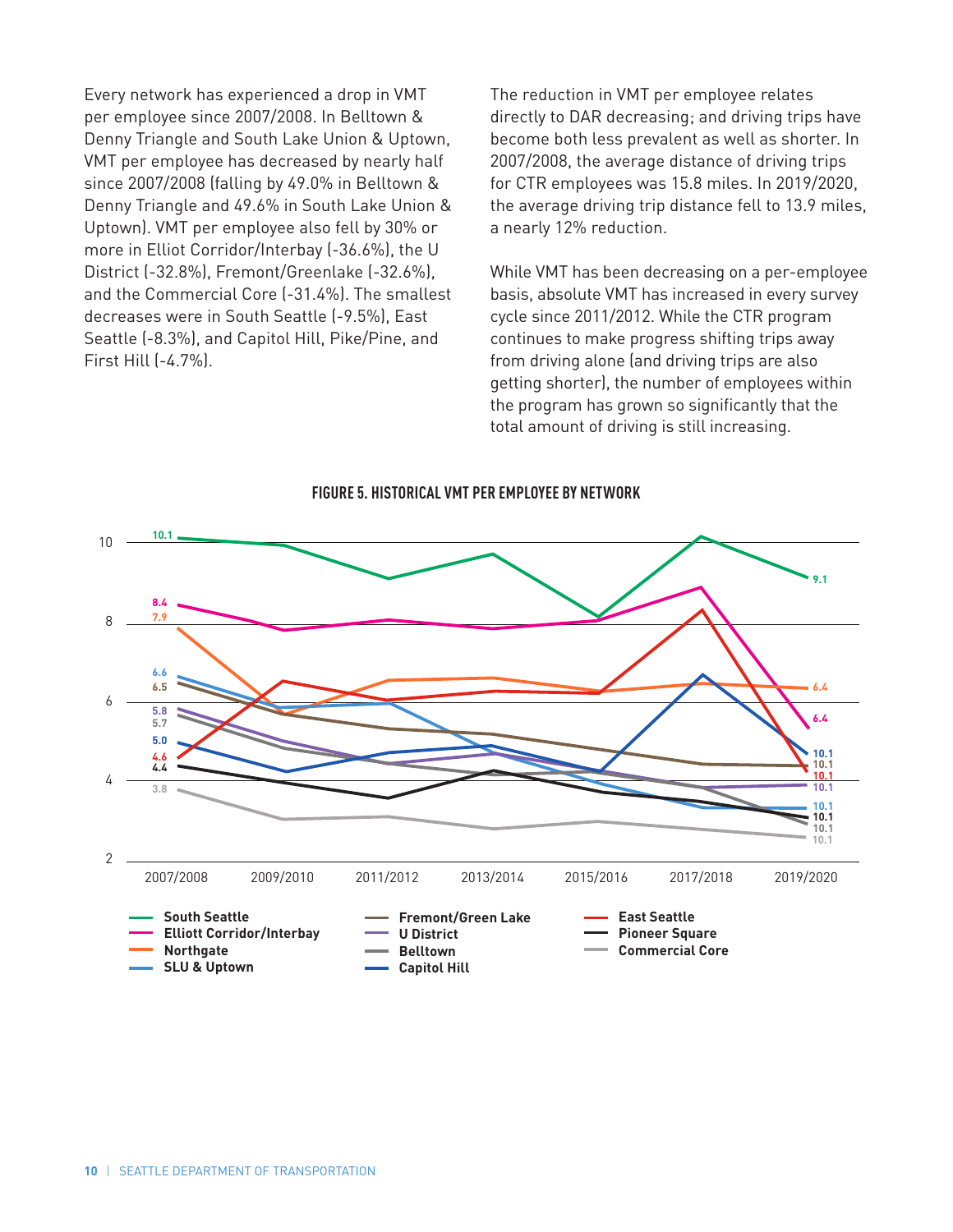Every network has experienced a drop in VMT per employee since 2007/2008. In Belltown & Denny Triangle and South Lake Union & Uptown, VMT per employee has decreased by nearly half since 2007/2008 (falling by 49.0% in Belltown & Denny Triangle and 49.6% in South Lake Union & Uptown). VMT per employee also fell by 30% or more in Elliot Corridor/Interbay (-36.6%), the U District (-32.8%), Fremont/Greenlake (-32.6%), and the Commercial Core (-31.4%). The smallest decreases were in South Seattle (-9.5%), East Seattle (-8.3%), and Capitol Hill, Pike/Pine, and First Hill (-4.7%).

The reduction in VMT per employee relates directly to DAR decreasing; and driving trips have become both less prevalent as well as shorter. In 2007/2008, the average distance of driving trips for CTR employees was 15.8 miles. In 2019/2020, the average driving trip distance fell to 13.9 miles, a nearly 12% reduction.

While VMT has been decreasing on a per-employee basis, absolute VMT has increased in every survey cycle since 2011/2012. While the CTR program continues to make progress shifting trips away from driving alone (and driving trips are also getting shorter), the number of employees within the program has grown so significantly that the total amount of driving is still increasing.

**FIGURE 5. HISTORICAL VMT PER EMPLOYEE BY NETWORK**

| Network | 2007/2008 | 2019/2020 |
|---|---|---|
| South Seattle | 10.1 | 9.1 |
| Elliott Corridor/Interbay | 8.4 | 6.4 |
| Northgate | 7.9 | 6.4 |
| SLU & Uptown | 6.6 | 10.1 |
| Fremont/Green Lake | 6.5 | 10.1 |
| U District | 5.8 | 10.1 |
| Belltown | 5.7 | 10.1 |
| Capitol Hill | 5.0 | 10.1 |
| East Seattle | 4.6 | 10.1 |
| Pioneer Square | 4.4 | 10.1 |
| Commercial Core | 3.8 | 10.1 |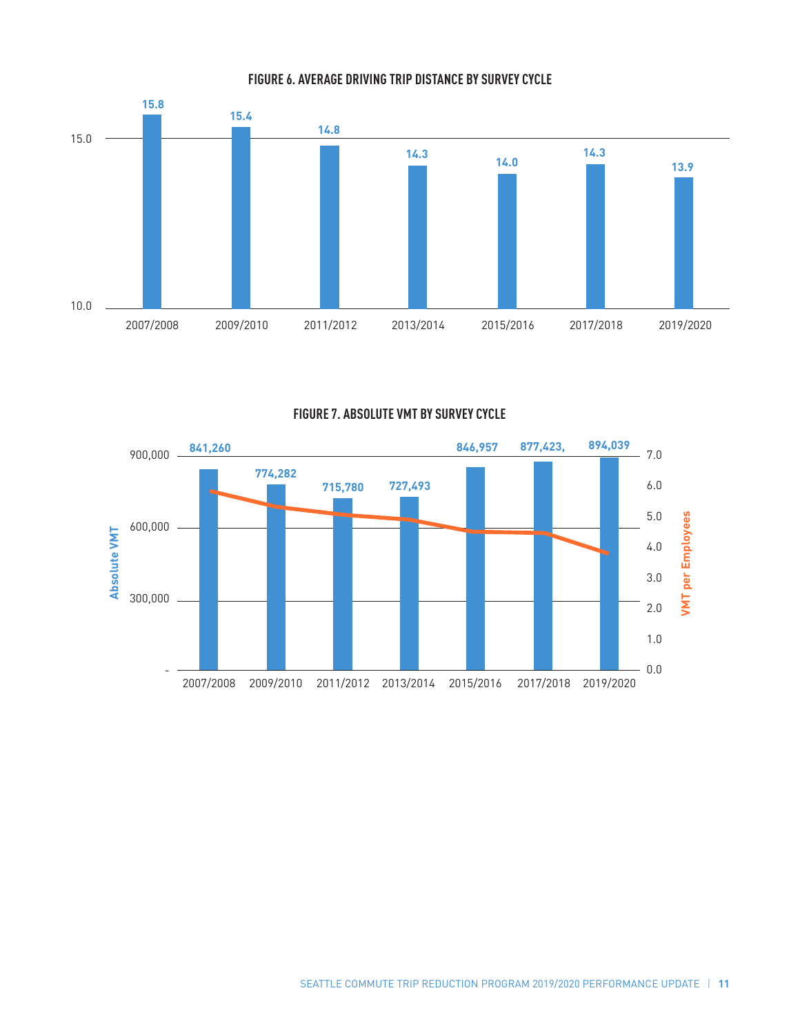**FIGURE 6. AVERAGE DRIVING TRIP DISTANCE BY SURVEY CYCLE**

| Survey Cycle | Average Driving Trip Distance |
|---|---|
| 2007/2008 | 15.8 |
| 2009/2010 | 15.4 |
| 2011/2012 | 14.8 |
| 2013/2014 | 14.3 |
| 2015/2016 | 14.0 |
| 2017/2018 | 14.3 |
| 2019/2020 | 13.9 |

**FIGURE 7. ABSOLUTE VMT BY SURVEY CYCLE**

| Survey Cycle | Absolute VMT |
|---|---|
| 2007/2008 | 841,260 |
| 2009/2010 | 774,282 |
| 2011/2012 | 715,780 |
| 2013/2014 | 727,493 |
| 2015/2016 | 846,957 |
| 2017/2018 | 877,423, |
| 2019/2020 | 894,039 |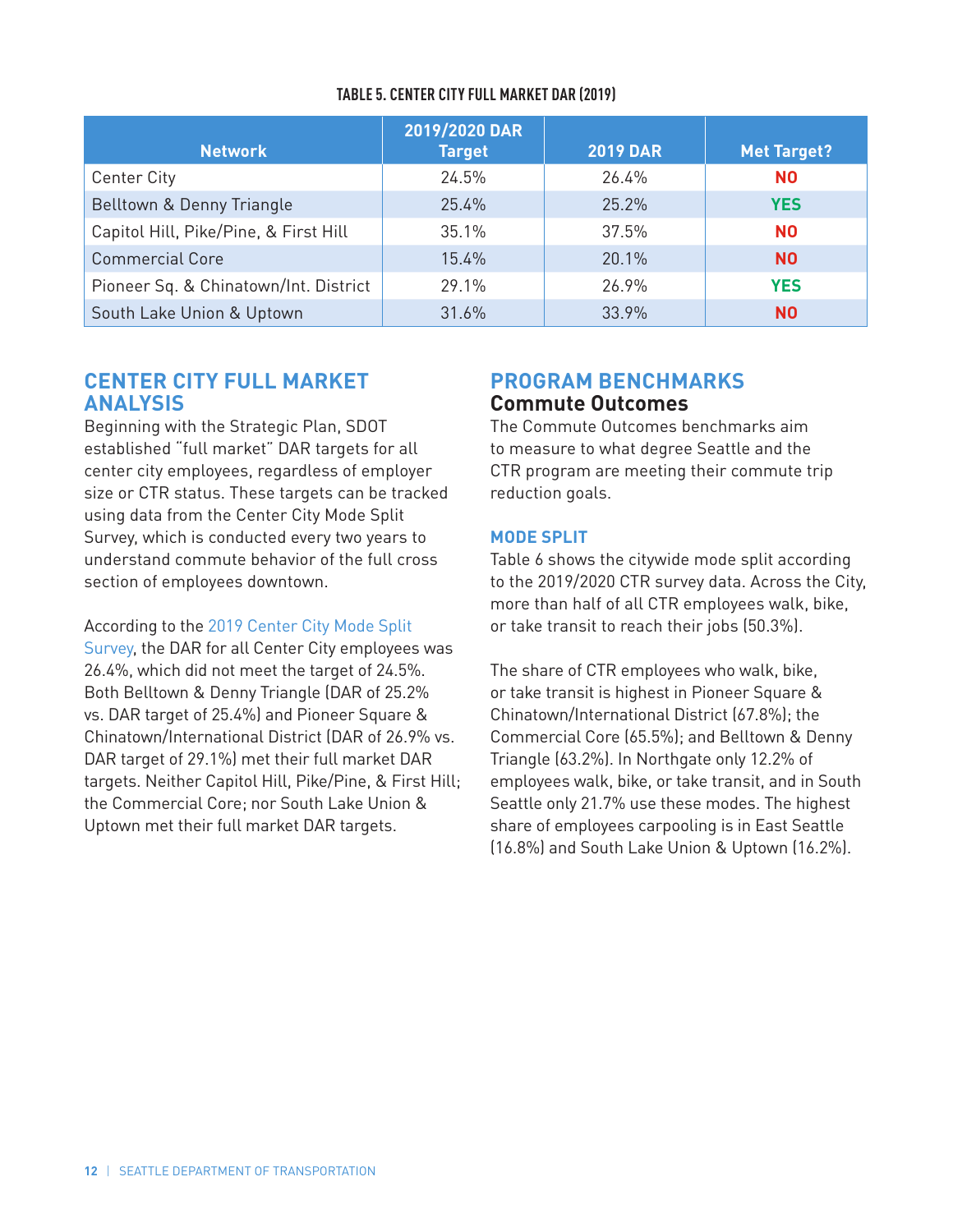**TABLE 5. CENTER CITY FULL MARKET DAR (2019)**

| Network | 2019/2020 DAR Target | 2019 DAR | Met Target? |
|---|---|---|---|
| Center City | 24.5% | 26.4% | NO |
| Belltown & Denny Triangle | 25.4% | 25.2% | YES |
| Capitol Hill, Pike/Pine, & First Hill | 35.1% | 37.5% | NO |
| Commercial Core | 15.4% | 20.1% | NO |
| Pioneer Sq. & Chinatown/Int. District | 29.1% | 26.9% | YES |
| South Lake Union & Uptown | 31.6% | 33.9% | NO |

## CENTER CITY FULL MARKET ANALYSIS

Beginning with the Strategic Plan, SDOT established "full market" DAR targets for all center city employees, regardless of employer size or CTR status. These targets can be tracked using data from the Center City Mode Split Survey, which is conducted every two years to understand commute behavior of the full cross section of employees downtown.

According to the 2019 Center City Mode Split Survey, the DAR for all Center City employees was 26.4%, which did not meet the target of 24.5%. Both Belltown & Denny Triangle (DAR of 25.2% vs. DAR target of 25.4%) and Pioneer Square & Chinatown/International District (DAR of 26.9% vs. DAR target of 29.1%) met their full market DAR targets. Neither Capitol Hill, Pike/Pine, & First Hill; the Commercial Core; nor South Lake Union & Uptown met their full market DAR targets.

## PROGRAM BENCHMARKS

### Commute Outcomes

The Commute Outcomes benchmarks aim to measure to what degree Seattle and the CTR program are meeting their commute trip reduction goals.

#### MODE SPLIT

Table 6 shows the citywide mode split according to the 2019/2020 CTR survey data. Across the City, more than half of all CTR employees walk, bike, or take transit to reach their jobs (50.3%).

The share of CTR employees who walk, bike, or take transit is highest in Pioneer Square & Chinatown/International District (67.8%); the Commercial Core (65.5%); and Belltown & Denny Triangle (63.2%). In Northgate only 12.2% of employees walk, bike, or take transit, and in South Seattle only 21.7% use these modes. The highest share of employees carpooling is in East Seattle (16.8%) and South Lake Union & Uptown (16.2%).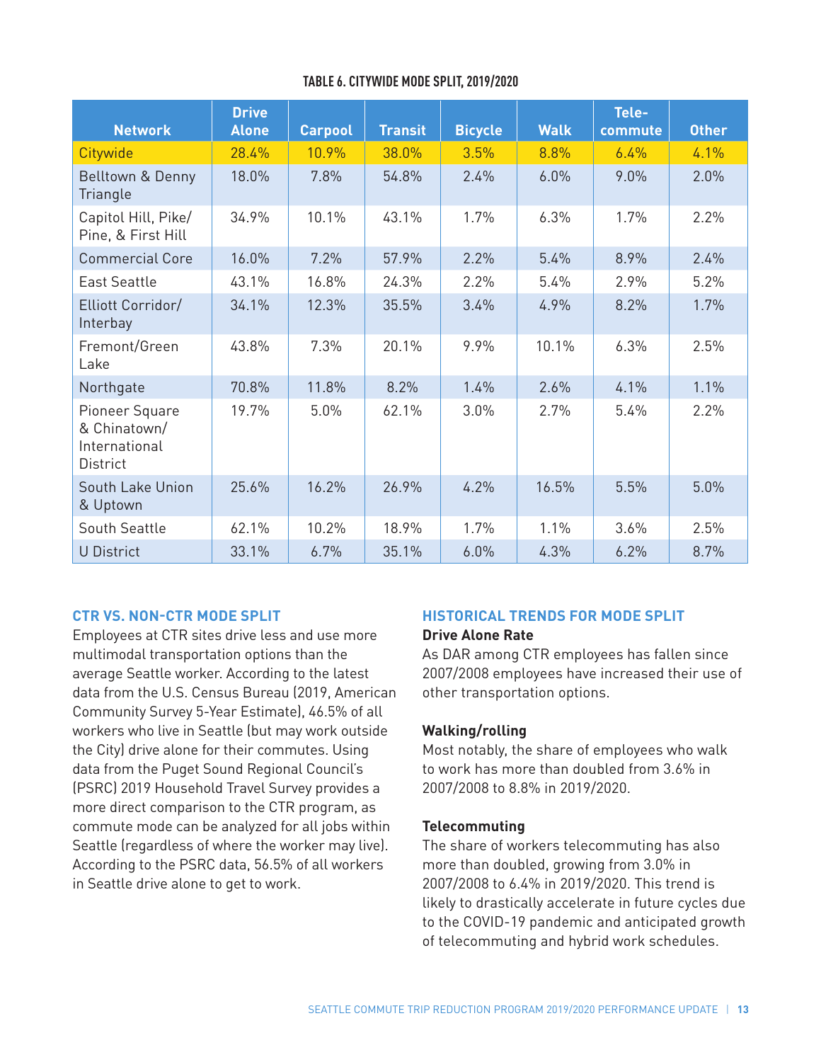**TABLE 6. CITYWIDE MODE SPLIT, 2019/2020**

| Network | Drive Alone | Carpool | Transit | Bicycle | Walk | Tele-commute | Other |
|---|---|---|---|---|---|---|---|
| Citywide | 28.4% | 10.9% | 38.0% | 3.5% | 8.8% | 6.4% | 4.1% |
| Belltown & Denny Triangle | 18.0% | 7.8% | 54.8% | 2.4% | 6.0% | 9.0% | 2.0% |
| Capitol Hill, Pike/ Pine, & First Hill | 34.9% | 10.1% | 43.1% | 1.7% | 6.3% | 1.7% | 2.2% |
| Commercial Core | 16.0% | 7.2% | 57.9% | 2.2% | 5.4% | 8.9% | 2.4% |
| East Seattle | 43.1% | 16.8% | 24.3% | 2.2% | 5.4% | 2.9% | 5.2% |
| Elliott Corridor/ Interbay | 34.1% | 12.3% | 35.5% | 3.4% | 4.9% | 8.2% | 1.7% |
| Fremont/Green Lake | 43.8% | 7.3% | 20.1% | 9.9% | 10.1% | 6.3% | 2.5% |
| Northgate | 70.8% | 11.8% | 8.2% | 1.4% | 2.6% | 4.1% | 1.1% |
| Pioneer Square & Chinatown/ International District | 19.7% | 5.0% | 62.1% | 3.0% | 2.7% | 5.4% | 2.2% |
| South Lake Union & Uptown | 25.6% | 16.2% | 26.9% | 4.2% | 16.5% | 5.5% | 5.0% |
| South Seattle | 62.1% | 10.2% | 18.9% | 1.7% | 1.1% | 3.6% | 2.5% |
| U District | 33.1% | 6.7% | 35.1% | 6.0% | 4.3% | 6.2% | 8.7% |

## CTR VS. NON-CTR MODE SPLIT

Employees at CTR sites drive less and use more multimodal transportation options than the average Seattle worker. According to the latest data from the U.S. Census Bureau (2019, American Community Survey 5-Year Estimate), 46.5% of all workers who live in Seattle (but may work outside the City) drive alone for their commutes. Using data from the Puget Sound Regional Council's (PSRC) 2019 Household Travel Survey provides a more direct comparison to the CTR program, as commute mode can be analyzed for all jobs within Seattle (regardless of where the worker may live). According to the PSRC data, 56.5% of all workers in Seattle drive alone to get to work.

## HISTORICAL TRENDS FOR MODE SPLIT

### Drive Alone Rate

As DAR among CTR employees has fallen since 2007/2008 employees have increased their use of other transportation options.

### Walking/rolling

Most notably, the share of employees who walk to work has more than doubled from 3.6% in 2007/2008 to 8.8% in 2019/2020.

### Telecommuting

The share of workers telecommuting has also more than doubled, growing from 3.0% in 2007/2008 to 6.4% in 2019/2020. This trend is likely to drastically accelerate in future cycles due to the COVID-19 pandemic and anticipated growth of telecommuting and hybrid work schedules.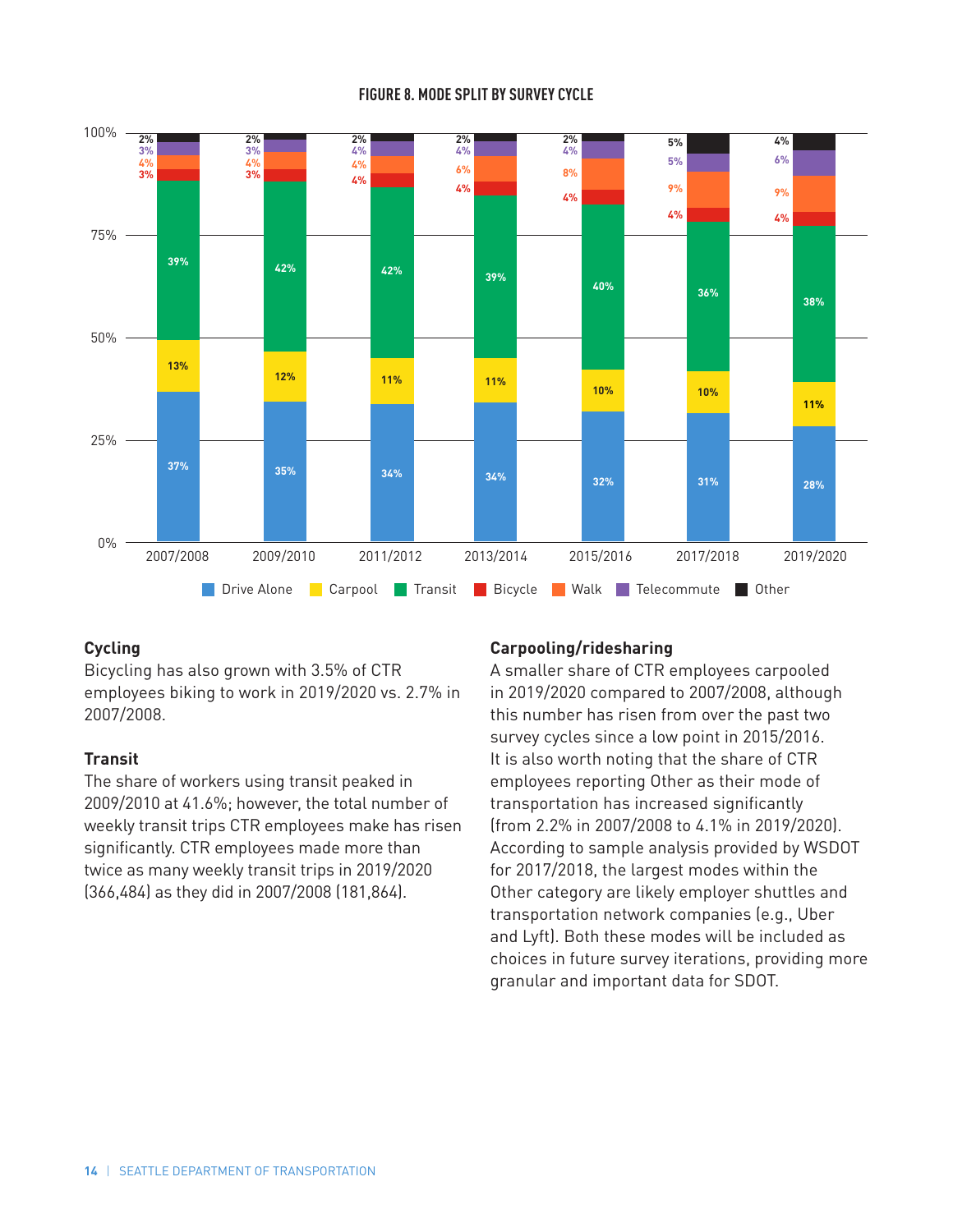**FIGURE 8. MODE SPLIT BY SURVEY CYCLE**

| Survey Cycle | Drive Alone | Carpool | Transit | Bicycle | Walk | Telecommute | Other |
|---|---|---|---|---|---|---|---|
| 2007/2008 | 37% | 13% | 39% | 3% | 4% | 3% | 2% |
| 2009/2010 | 35% | 12% | 42% | 3% | 4% | 3% | 2% |
| 2011/2012 | 34% | 11% | 42% | 4% | 4% | 4% | 2% |
| 2013/2014 | 34% | 11% | 39% | 4% | 6% | 4% | 2% |
| 2015/2016 | 32% | 10% | 40% | 4% | 8% | 4% | 2% |
| 2017/2018 | 31% | 10% | 36% | 4% | 9% | 5% | 5% |
| 2019/2020 | 28% | 11% | 38% | 4% | 9% | 6% | 4% |

### Cycling

Bicycling has also grown with 3.5% of CTR employees biking to work in 2019/2020 vs. 2.7% in 2007/2008.

### Transit

The share of workers using transit peaked in 2009/2010 at 41.6%; however, the total number of weekly transit trips CTR employees make has risen significantly. CTR employees made more than twice as many weekly transit trips in 2019/2020 (366,484) as they did in 2007/2008 (181,864).

### Carpooling/ridesharing

A smaller share of CTR employees carpooled in 2019/2020 compared to 2007/2008, although this number has risen from over the past two survey cycles since a low point in 2015/2016. It is also worth noting that the share of CTR employees reporting Other as their mode of transportation has increased significantly (from 2.2% in 2007/2008 to 4.1% in 2019/2020). According to sample analysis provided by WSDOT for 2017/2018, the largest modes within the Other category are likely employer shuttles and transportation network companies (e.g., Uber and Lyft). Both these modes will be included as choices in future survey iterations, providing more granular and important data for SDOT.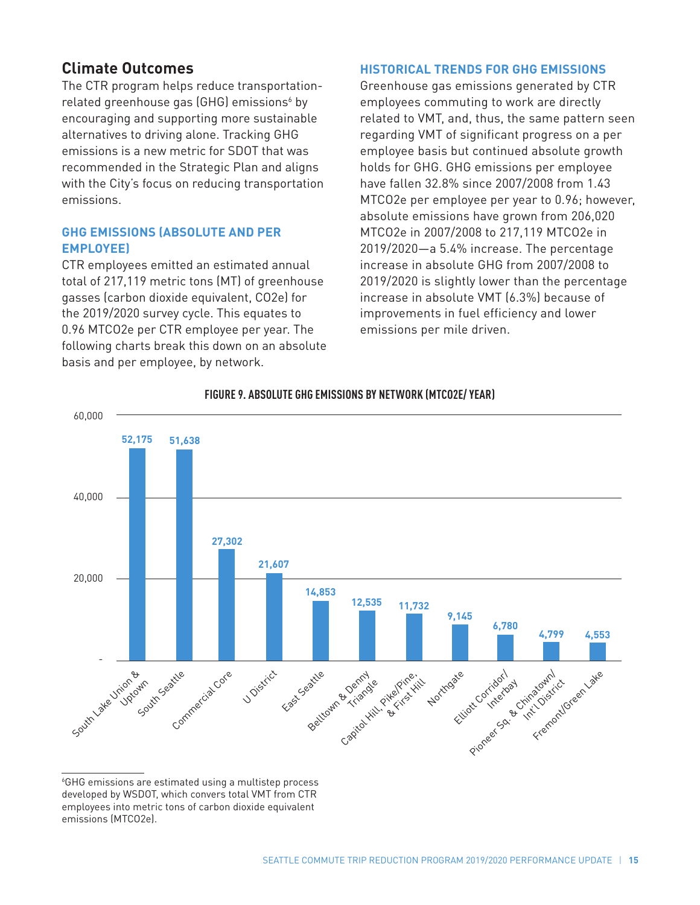## Climate Outcomes

The CTR program helps reduce transportation-related greenhouse gas (GHG) emissions[6] by encouraging and supporting more sustainable alternatives to driving alone. Tracking GHG emissions is a new metric for SDOT that was recommended in the Strategic Plan and aligns with the City's focus on reducing transportation emissions.

### GHG EMISSIONS (ABSOLUTE AND PER EMPLOYEE)

CTR employees emitted an estimated annual total of 217,119 metric tons (MT) of greenhouse gasses (carbon dioxide equivalent, CO2e) for the 2019/2020 survey cycle. This equates to 0.96 MTCO2e per CTR employee per year. The following charts break this down on an absolute basis and per employee, by network.

### HISTORICAL TRENDS FOR GHG EMISSIONS

Greenhouse gas emissions generated by CTR employees commuting to work are directly related to VMT, and, thus, the same pattern seen regarding VMT of significant progress on a per employee basis but continued absolute growth holds for GHG. GHG emissions per employee have fallen 32.8% since 2007/2008 from 1.43 MTCO2e per employee per year to 0.96; however, absolute emissions have grown from 206,020 MTCO2e in 2007/2008 to 217,119 MTCO2e in 2019/2020—a 5.4% increase. The percentage increase in absolute GHG from 2007/2008 to 2019/2020 is slightly lower than the percentage increase in absolute VMT (6.3%) because of improvements in fuel efficiency and lower emissions per mile driven.

**FIGURE 9. ABSOLUTE GHG EMISSIONS BY NETWORK (MTCO2E/ YEAR)**

| Network | MTCO2e/year |
|---|---|
| South Lake Union & Uptown | 52,175 |
| South Seattle | 51,638 |
| Commercial Core | 27,302 |
| U District | 21,607 |
| East Seattle | 14,853 |
| Belltown & Denny Triangle | 12,535 |
| Capitol Hill, Pike/Pine, & First Hill | 11,732 |
| Northgate | 9,145 |
| Elliott Corridor/ Interbay | 6,780 |
| Pioneer Sq. & Chinatown/ Int'l District | 4,799 |
| Fremont/Green Lake | 4,553 |

[6] GHG emissions are estimated using a multistep process developed by WSDOT, which convers total VMT from CTR employees into metric tons of carbon dioxide equivalent emissions (MTCO2e).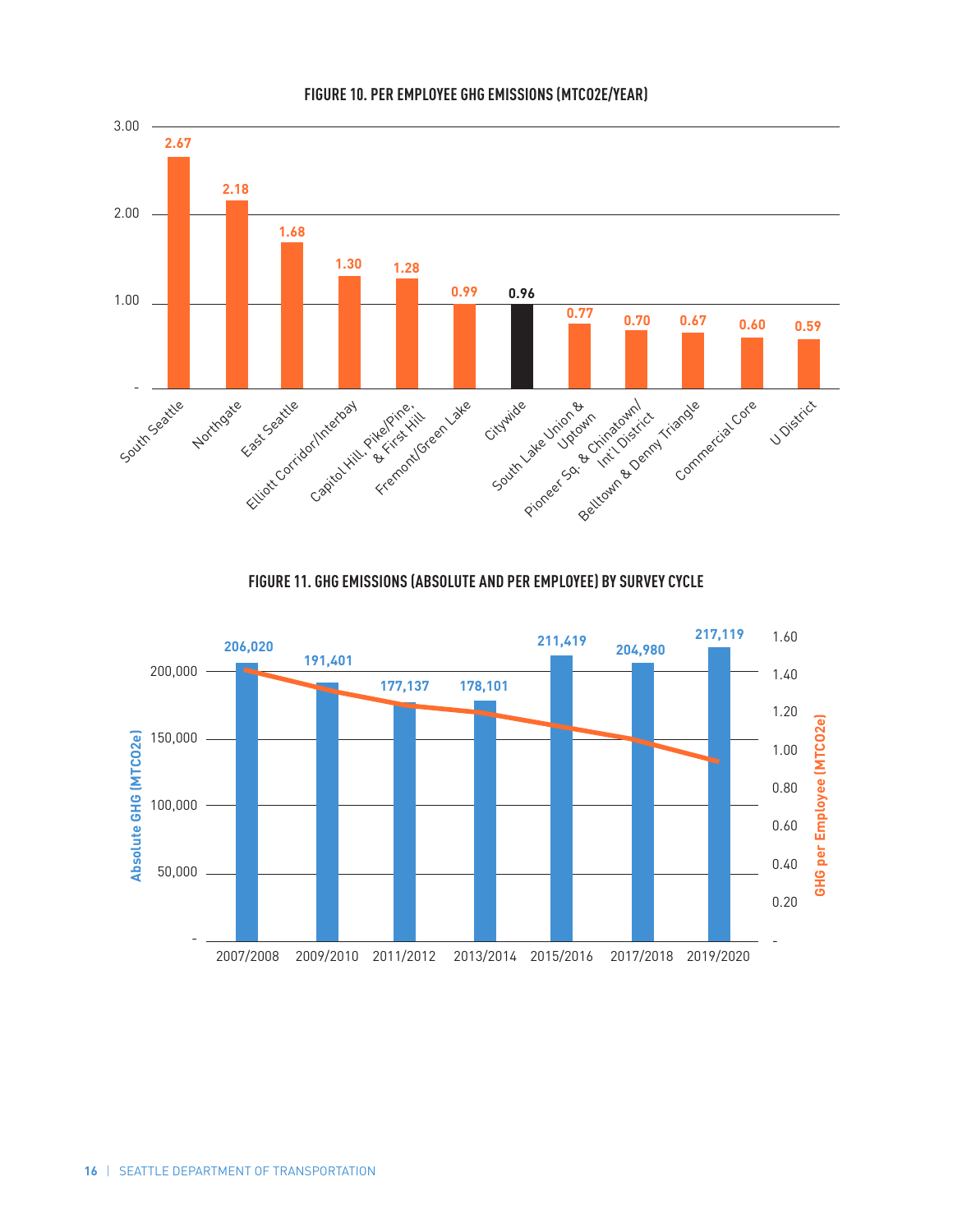**FIGURE 10. PER EMPLOYEE GHG EMISSIONS (MTCO2E/YEAR)**

| Area | Per Employee GHG Emissions (MTCO2e/year) |
| --- | --- |
| South Seattle | 2.67 |
| Northgate | 2.18 |
| East Seattle | 1.68 |
| Elliott Corridor/Interbay | 1.30 |
| Capitol Hill, Pike/Pine, & First Hill | 1.28 |
| Fremont/Green Lake | 0.99 |
| Citywide | 0.96 |
| South Lake Union & Uptown | 0.77 |
| Pioneer Sq. & Chinatown/ Int'l District | 0.70 |
| Belltown & Denny Triangle | 0.67 |
| Commercial Core | 0.60 |
| U District | 0.59 |

**FIGURE 11. GHG EMISSIONS (ABSOLUTE AND PER EMPLOYEE) BY SURVEY CYCLE**

| Survey Cycle | Absolute GHG (MTCO2e) |
| --- | --- |
| 2007/2008 | 206,020 |
| 2009/2010 | 191,401 |
| 2011/2012 | 177,137 |
| 2013/2014 | 178,101 |
| 2015/2016 | 211,419 |
| 2017/2018 | 204,980 |
| 2019/2020 | 217,119 |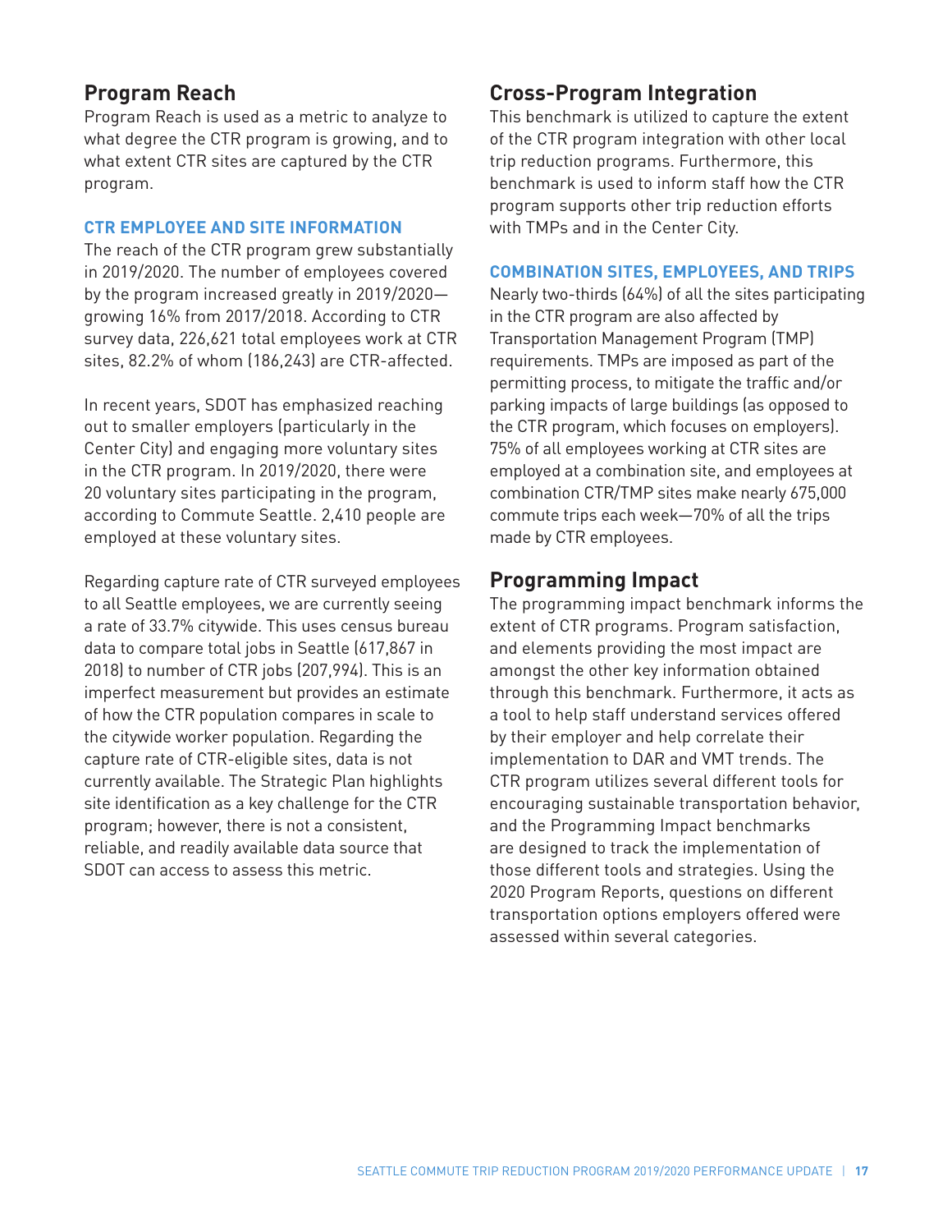## Program Reach

Program Reach is used as a metric to analyze to what degree the CTR program is growing, and to what extent CTR sites are captured by the CTR program.

### CTR EMPLOYEE AND SITE INFORMATION

The reach of the CTR program grew substantially in 2019/2020. The number of employees covered by the program increased greatly in 2019/2020—growing 16% from 2017/2018. According to CTR survey data, 226,621 total employees work at CTR sites, 82.2% of whom (186,243) are CTR-affected.

In recent years, SDOT has emphasized reaching out to smaller employers (particularly in the Center City) and engaging more voluntary sites in the CTR program. In 2019/2020, there were 20 voluntary sites participating in the program, according to Commute Seattle. 2,410 people are employed at these voluntary sites.

Regarding capture rate of CTR surveyed employees to all Seattle employees, we are currently seeing a rate of 33.7% citywide. This uses census bureau data to compare total jobs in Seattle (617,867 in 2018) to number of CTR jobs (207,994). This is an imperfect measurement but provides an estimate of how the CTR population compares in scale to the citywide worker population. Regarding the capture rate of CTR-eligible sites, data is not currently available. The Strategic Plan highlights site identification as a key challenge for the CTR program; however, there is not a consistent, reliable, and readily available data source that SDOT can access to assess this metric.

## Cross-Program Integration

This benchmark is utilized to capture the extent of the CTR program integration with other local trip reduction programs. Furthermore, this benchmark is used to inform staff how the CTR program supports other trip reduction efforts with TMPs and in the Center City.

### COMBINATION SITES, EMPLOYEES, AND TRIPS

Nearly two-thirds (64%) of all the sites participating in the CTR program are also affected by Transportation Management Program (TMP) requirements. TMPs are imposed as part of the permitting process, to mitigate the traffic and/or parking impacts of large buildings (as opposed to the CTR program, which focuses on employers). 75% of all employees working at CTR sites are employed at a combination site, and employees at combination CTR/TMP sites make nearly 675,000 commute trips each week—70% of all the trips made by CTR employees.

## Programming Impact

The programming impact benchmark informs the extent of CTR programs. Program satisfaction, and elements providing the most impact are amongst the other key information obtained through this benchmark. Furthermore, it acts as a tool to help staff understand services offered by their employer and help correlate their implementation to DAR and VMT trends. The CTR program utilizes several different tools for encouraging sustainable transportation behavior, and the Programming Impact benchmarks are designed to track the implementation of those different tools and strategies. Using the 2020 Program Reports, questions on different transportation options employers offered were assessed within several categories.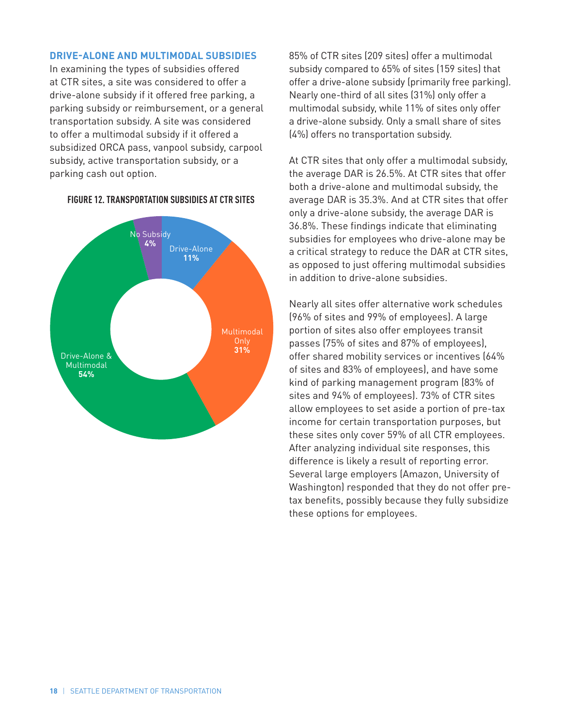## DRIVE-ALONE AND MULTIMODAL SUBSIDIES

In examining the types of subsidies offered at CTR sites, a site was considered to offer a drive-alone subsidy if it offered free parking, a parking subsidy or reimbursement, or a general transportation subsidy. A site was considered to offer a multimodal subsidy if it offered a subsidized ORCA pass, vanpool subsidy, carpool subsidy, active transportation subsidy, or a parking cash out option.

**FIGURE 12. TRANSPORTATION SUBSIDIES AT CTR SITES**

| Subsidy Type | Share of Sites |
|---|---|
| Drive-Alone | 11% |
| Multimodal Only | 31% |
| Drive-Alone & Multimodal | 54% |
| No Subsidy | 4% |

85% of CTR sites (209 sites) offer a multimodal subsidy compared to 65% of sites (159 sites) that offer a drive-alone subsidy (primarily free parking). Nearly one-third of all sites (31%) only offer a multimodal subsidy, while 11% of sites only offer a drive-alone subsidy. Only a small share of sites (4%) offers no transportation subsidy.

At CTR sites that only offer a multimodal subsidy, the average DAR is 26.5%. At CTR sites that offer both a drive-alone and multimodal subsidy, the average DAR is 35.3%. And at CTR sites that offer only a drive-alone subsidy, the average DAR is 36.8%. These findings indicate that eliminating subsidies for employees who drive-alone may be a critical strategy to reduce the DAR at CTR sites, as opposed to just offering multimodal subsidies in addition to drive-alone subsidies.

Nearly all sites offer alternative work schedules (96% of sites and 99% of employees). A large portion of sites also offer employees transit passes (75% of sites and 87% of employees), offer shared mobility services or incentives (64% of sites and 83% of employees), and have some kind of parking management program (83% of sites and 94% of employees). 73% of CTR sites allow employees to set aside a portion of pre-tax income for certain transportation purposes, but these sites only cover 59% of all CTR employees. After analyzing individual site responses, this difference is likely a result of reporting error. Several large employers (Amazon, University of Washington) responded that they do not offer pre-tax benefits, possibly because they fully subsidize these options for employees.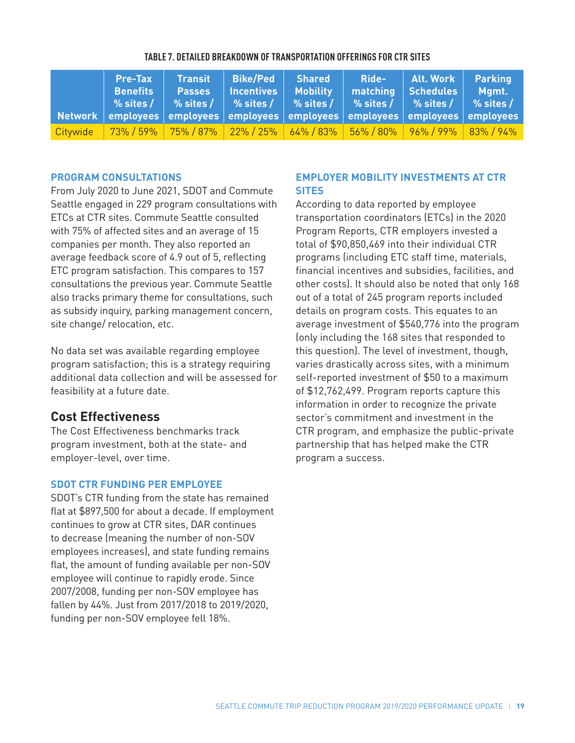**TABLE 7. DETAILED BREAKDOWN OF TRANSPORTATION OFFERINGS FOR CTR SITES**

| Network | Pre-Tax Benefits % sites / employees | Transit Passes % sites / employees | Bike/Ped Incentives % sites / employees | Shared Mobility % sites / employees | Ride-matching % sites / employees | Alt. Work Schedules % sites / employees | Parking Mgmt. % sites / employees |
|---|---|---|---|---|---|---|---|
| Citywide | 73% / 59% | 75% / 87% | 22% / 25% | 64% / 83% | 56% / 80% | 96% / 99% | 83% / 94% |

### PROGRAM CONSULTATIONS

From July 2020 to June 2021, SDOT and Commute Seattle engaged in 229 program consultations with ETCs at CTR sites. Commute Seattle consulted with 75% of affected sites and an average of 15 companies per month. They also reported an average feedback score of 4.9 out of 5, reflecting ETC program satisfaction. This compares to 157 consultations the previous year. Commute Seattle also tracks primary theme for consultations, such as subsidy inquiry, parking management concern, site change/ relocation, etc.

No data set was available regarding employee program satisfaction; this is a strategy requiring additional data collection and will be assessed for feasibility at a future date.

## Cost Effectiveness

The Cost Effectiveness benchmarks track program investment, both at the state- and employer-level, over time.

### SDOT CTR FUNDING PER EMPLOYEE

SDOT's CTR funding from the state has remained flat at $897,500 for about a decade. If employment continues to grow at CTR sites, DAR continues to decrease (meaning the number of non-SOV employees increases), and state funding remains flat, the amount of funding available per non-SOV employee will continue to rapidly erode. Since 2007/2008, funding per non-SOV employee has fallen by 44%. Just from 2017/2018 to 2019/2020, funding per non-SOV employee fell 18%.

### EMPLOYER MOBILITY INVESTMENTS AT CTR SITES

According to data reported by employee transportation coordinators (ETCs) in the 2020 Program Reports, CTR employers invested a total of $90,850,469 into their individual CTR programs (including ETC staff time, materials, financial incentives and subsidies, facilities, and other costs). It should also be noted that only 168 out of a total of 245 program reports included details on program costs. This equates to an average investment of $540,776 into the program (only including the 168 sites that responded to this question). The level of investment, though, varies drastically across sites, with a minimum self-reported investment of $50 to a maximum of $12,762,499. Program reports capture this information in order to recognize the private sector's commitment and investment in the CTR program, and emphasize the public-private partnership that has helped make the CTR program a success.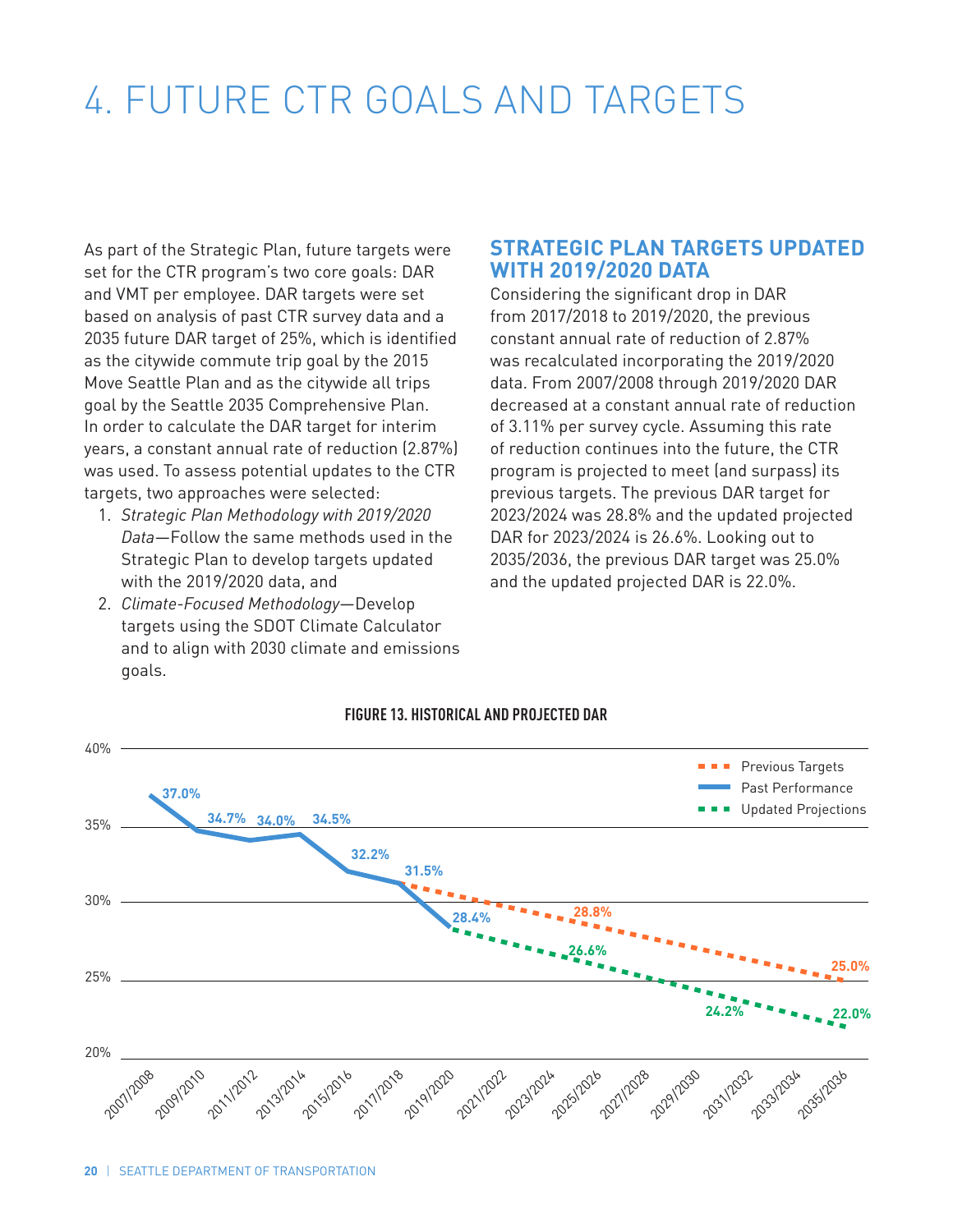# 4. FUTURE CTR GOALS AND TARGETS

As part of the Strategic Plan, future targets were set for the CTR program's two core goals: DAR and VMT per employee. DAR targets were set based on analysis of past CTR survey data and a 2035 future DAR target of 25%, which is identified as the citywide commute trip goal by the 2015 Move Seattle Plan and as the citywide all trips goal by the Seattle 2035 Comprehensive Plan. In order to calculate the DAR target for interim years, a constant annual rate of reduction (2.87%) was used. To assess potential updates to the CTR targets, two approaches were selected:

1. *Strategic Plan Methodology with 2019/2020 Data*—Follow the same methods used in the Strategic Plan to develop targets updated with the 2019/2020 data, and
2. *Climate-Focused Methodology*—Develop targets using the SDOT Climate Calculator and to align with 2030 climate and emissions goals.

## STRATEGIC PLAN TARGETS UPDATED WITH 2019/2020 DATA

Considering the significant drop in DAR from 2017/2018 to 2019/2020, the previous constant annual rate of reduction of 2.87% was recalculated incorporating the 2019/2020 data. From 2007/2008 through 2019/2020 DAR decreased at a constant annual rate of reduction of 3.11% per survey cycle. Assuming this rate of reduction continues into the future, the CTR program is projected to meet (and surpass) its previous targets. The previous DAR target for 2023/2024 was 28.8% and the updated projected DAR for 2023/2024 is 26.6%. Looking out to 2035/2036, the previous DAR target was 25.0% and the updated projected DAR is 22.0%.

**FIGURE 13. HISTORICAL AND PROJECTED DAR**

| Survey Cycle | Past Performance | Previous Targets | Updated Projections |
|---|---|---|---|
| 2007/2008 | 37.0% | | |
| 2009/2010 | 34.7% | | |
| 2011/2012 | 34.0% | | |
| 2013/2014 | 34.5% | | |
| 2015/2016 | 32.2% | | |
| 2017/2018 | 31.5% | | |
| 2019/2020 | 28.4% | | |
| 2023/2024 | | 28.8% | 26.6% |
| 2029/2030 | | | 24.2% |
| 2035/2036 | | 25.0% | 22.0% |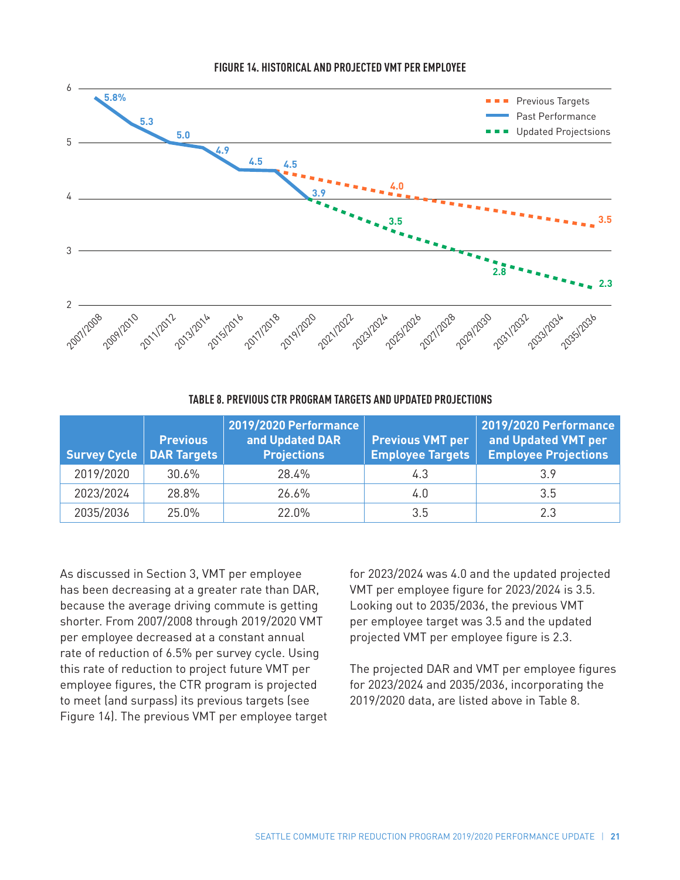**FIGURE 14. HISTORICAL AND PROJECTED VMT PER EMPLOYEE**

**TABLE 8. PREVIOUS CTR PROGRAM TARGETS AND UPDATED PROJECTIONS**

| Survey Cycle | Previous DAR Targets | 2019/2020 Performance and Updated DAR Projections | Previous VMT per Employee Targets | 2019/2020 Performance and Updated VMT per Employee Projections |
|---|---|---|---|---|
| 2019/2020 | 30.6% | 28.4% | 4.3 | 3.9 |
| 2023/2024 | 28.8% | 26.6% | 4.0 | 3.5 |
| 2035/2036 | 25.0% | 22.0% | 3.5 | 2.3 |

As discussed in Section 3, VMT per employee has been decreasing at a greater rate than DAR, because the average driving commute is getting shorter. From 2007/2008 through 2019/2020 VMT per employee decreased at a constant annual rate of reduction of 6.5% per survey cycle. Using this rate of reduction to project future VMT per employee figures, the CTR program is projected to meet (and surpass) its previous targets (see Figure 14). The previous VMT per employee target for 2023/2024 was 4.0 and the updated projected VMT per employee figure for 2023/2024 is 3.5. Looking out to 2035/2036, the previous VMT per employee target was 3.5 and the updated projected VMT per employee figure is 2.3.

The projected DAR and VMT per employee figures for 2023/2024 and 2035/2036, incorporating the 2019/2020 data, are listed above in Table 8.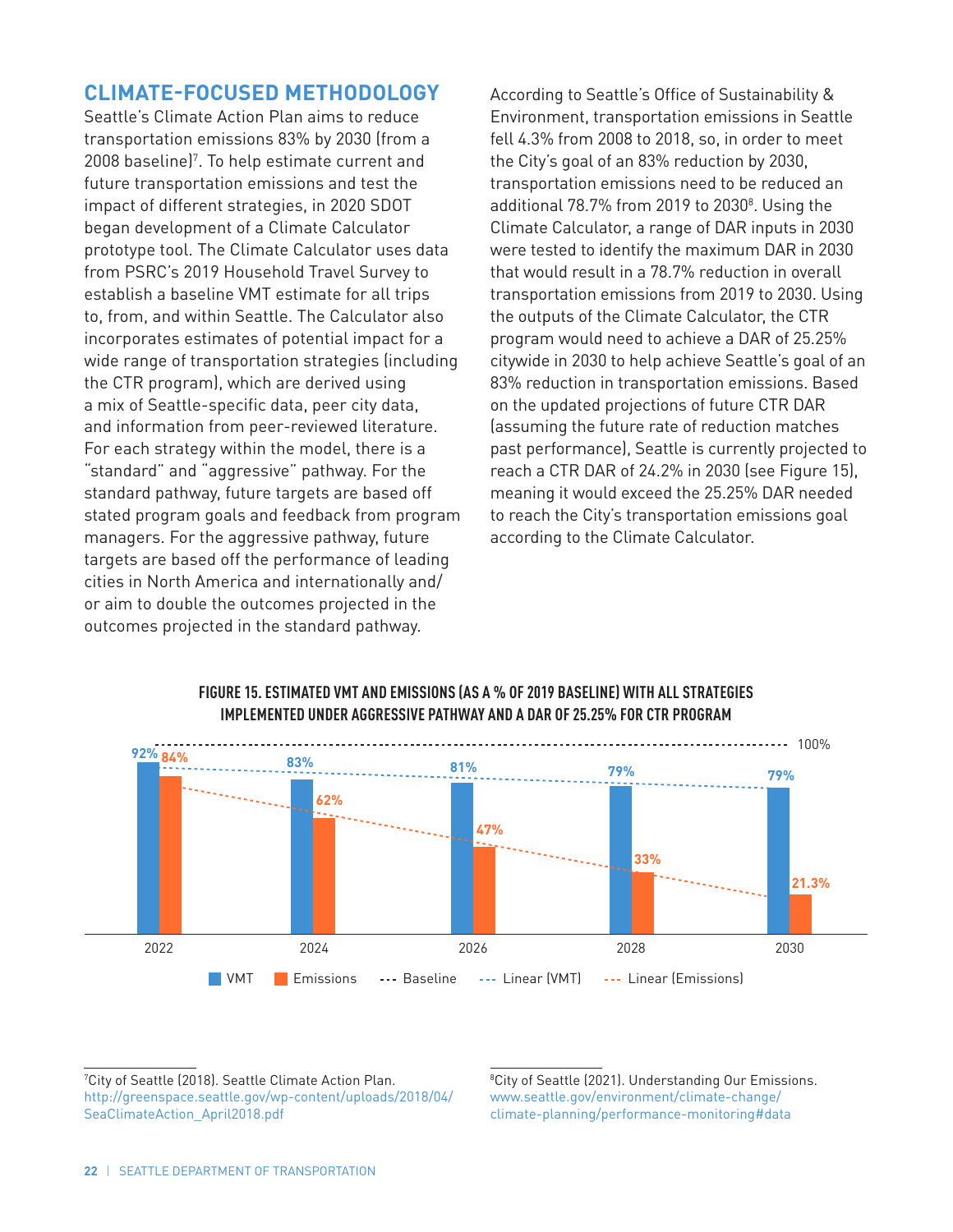## CLIMATE-FOCUSED METHODOLOGY

Seattle's Climate Action Plan aims to reduce transportation emissions 83% by 2030 (from a 2008 baseline)[7]. To help estimate current and future transportation emissions and test the impact of different strategies, in 2020 SDOT began development of a Climate Calculator prototype tool. The Climate Calculator uses data from PSRC's 2019 Household Travel Survey to establish a baseline VMT estimate for all trips to, from, and within Seattle. The Calculator also incorporates estimates of potential impact for a wide range of transportation strategies (including the CTR program), which are derived using a mix of Seattle-specific data, peer city data, and information from peer-reviewed literature. For each strategy within the model, there is a "standard" and "aggressive" pathway. For the standard pathway, future targets are based off stated program goals and feedback from program managers. For the aggressive pathway, future targets are based off the performance of leading cities in North America and internationally and/or aim to double the outcomes projected in the outcomes projected in the standard pathway.

According to Seattle's Office of Sustainability & Environment, transportation emissions in Seattle fell 4.3% from 2008 to 2018, so, in order to meet the City's goal of an 83% reduction by 2030, transportation emissions need to be reduced an additional 78.7% from 2019 to 2030[8]. Using the Climate Calculator, a range of DAR inputs in 2030 were tested to identify the maximum DAR in 2030 that would result in a 78.7% reduction in overall transportation emissions from 2019 to 2030. Using the outputs of the Climate Calculator, the CTR program would need to achieve a DAR of 25.25% citywide in 2030 to help achieve Seattle's goal of an 83% reduction in transportation emissions. Based on the updated projections of future CTR DAR (assuming the future rate of reduction matches past performance), Seattle is currently projected to reach a CTR DAR of 24.2% in 2030 (see Figure 15), meaning it would exceed the 25.25% DAR needed to reach the City's transportation emissions goal according to the Climate Calculator.

**FIGURE 15. ESTIMATED VMT AND EMISSIONS (AS A % OF 2019 BASELINE) WITH ALL STRATEGIES IMPLEMENTED UNDER AGGRESSIVE PATHWAY AND A DAR OF 25.25% FOR CTR PROGRAM**

| Year | VMT | Emissions |
|---|---|---|
| 2022 | 92% | 84% |
| 2024 | 83% | 62% |
| 2026 | 81% | 47% |
| 2028 | 79% | 33% |
| 2030 | 79% | 21.3% |

Baseline: 100%. Legend: VMT, Emissions, Baseline, Linear (VMT), Linear (Emissions)

---

[7] City of Seattle (2018). Seattle Climate Action Plan. http://greenspace.seattle.gov/wp-content/uploads/2018/04/SeaClimateAction_April2018.pdf

[8] City of Seattle (2021). Understanding Our Emissions. www.seattle.gov/environment/climate-change/climate-planning/performance-monitoring#data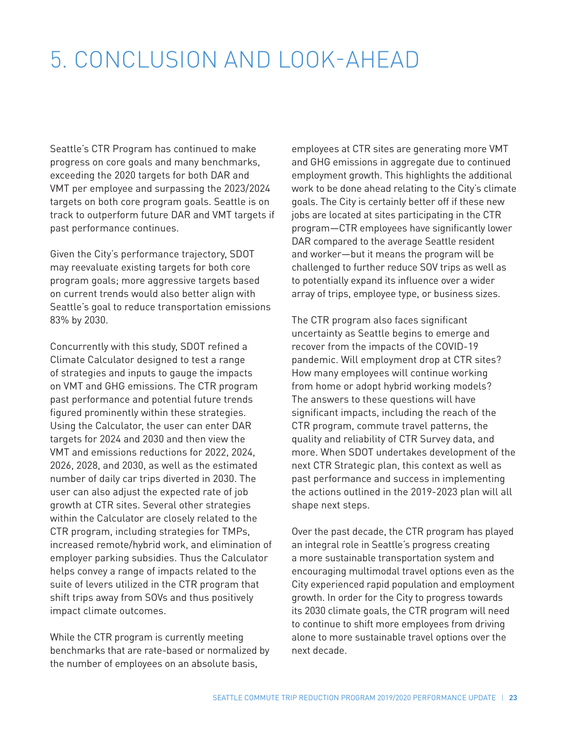# 5. CONCLUSION AND LOOK-AHEAD

Seattle's CTR Program has continued to make progress on core goals and many benchmarks, exceeding the 2020 targets for both DAR and VMT per employee and surpassing the 2023/2024 targets on both core program goals. Seattle is on track to outperform future DAR and VMT targets if past performance continues.

Given the City's performance trajectory, SDOT may reevaluate existing targets for both core program goals; more aggressive targets based on current trends would also better align with Seattle's goal to reduce transportation emissions 83% by 2030.

Concurrently with this study, SDOT refined a Climate Calculator designed to test a range of strategies and inputs to gauge the impacts on VMT and GHG emissions. The CTR program past performance and potential future trends figured prominently within these strategies. Using the Calculator, the user can enter DAR targets for 2024 and 2030 and then view the VMT and emissions reductions for 2022, 2024, 2026, 2028, and 2030, as well as the estimated number of daily car trips diverted in 2030. The user can also adjust the expected rate of job growth at CTR sites. Several other strategies within the Calculator are closely related to the CTR program, including strategies for TMPs, increased remote/hybrid work, and elimination of employer parking subsidies. Thus the Calculator helps convey a range of impacts related to the suite of levers utilized in the CTR program that shift trips away from SOVs and thus positively impact climate outcomes.

While the CTR program is currently meeting benchmarks that are rate-based or normalized by the number of employees on an absolute basis, employees at CTR sites are generating more VMT and GHG emissions in aggregate due to continued employment growth. This highlights the additional work to be done ahead relating to the City's climate goals. The City is certainly better off if these new jobs are located at sites participating in the CTR program—CTR employees have significantly lower DAR compared to the average Seattle resident and worker—but it means the program will be challenged to further reduce SOV trips as well as to potentially expand its influence over a wider array of trips, employee type, or business sizes.

The CTR program also faces significant uncertainty as Seattle begins to emerge and recover from the impacts of the COVID-19 pandemic. Will employment drop at CTR sites? How many employees will continue working from home or adopt hybrid working models? The answers to these questions will have significant impacts, including the reach of the CTR program, commute travel patterns, the quality and reliability of CTR Survey data, and more. When SDOT undertakes development of the next CTR Strategic plan, this context as well as past performance and success in implementing the actions outlined in the 2019-2023 plan will all shape next steps.

Over the past decade, the CTR program has played an integral role in Seattle's progress creating a more sustainable transportation system and encouraging multimodal travel options even as the City experienced rapid population and employment growth. In order for the City to progress towards its 2030 climate goals, the CTR program will need to continue to shift more employees from driving alone to more sustainable travel options over the next decade.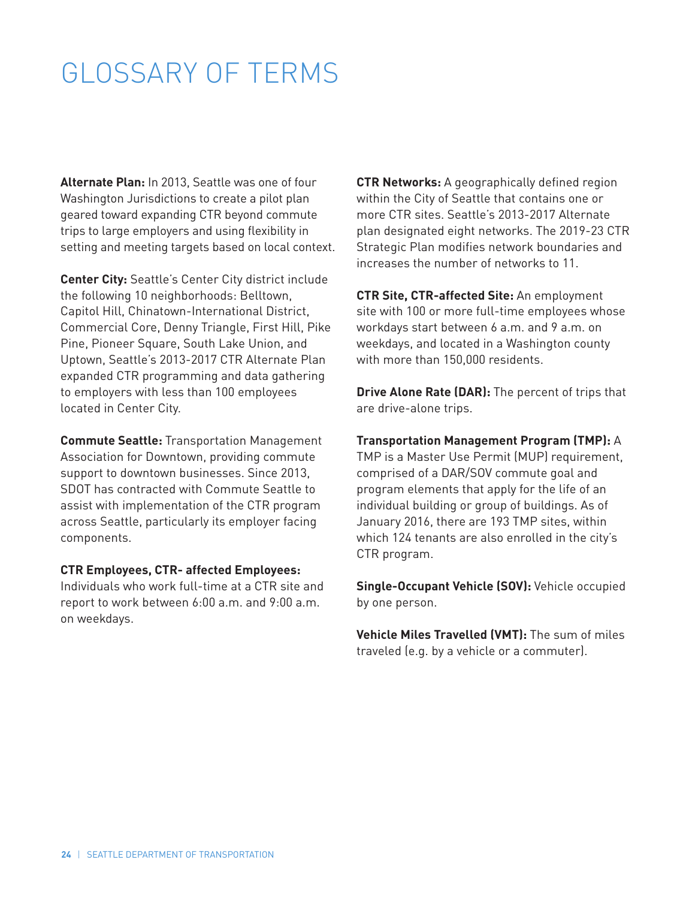# GLOSSARY OF TERMS

**Alternate Plan:** In 2013, Seattle was one of four Washington Jurisdictions to create a pilot plan geared toward expanding CTR beyond commute trips to large employers and using flexibility in setting and meeting targets based on local context.

**Center City:** Seattle's Center City district include the following 10 neighborhoods: Belltown, Capitol Hill, Chinatown-International District, Commercial Core, Denny Triangle, First Hill, Pike Pine, Pioneer Square, South Lake Union, and Uptown, Seattle's 2013-2017 CTR Alternate Plan expanded CTR programming and data gathering to employers with less than 100 employees located in Center City.

**Commute Seattle:** Transportation Management Association for Downtown, providing commute support to downtown businesses. Since 2013, SDOT has contracted with Commute Seattle to assist with implementation of the CTR program across Seattle, particularly its employer facing components.

**CTR Employees, CTR- affected Employees:** Individuals who work full-time at a CTR site and report to work between 6:00 a.m. and 9:00 a.m. on weekdays.

**CTR Networks:** A geographically defined region within the City of Seattle that contains one or more CTR sites. Seattle's 2013-2017 Alternate plan designated eight networks. The 2019-23 CTR Strategic Plan modifies network boundaries and increases the number of networks to 11.

**CTR Site, CTR-affected Site:** An employment site with 100 or more full-time employees whose workdays start between 6 a.m. and 9 a.m. on weekdays, and located in a Washington county with more than 150,000 residents.

**Drive Alone Rate (DAR):** The percent of trips that are drive-alone trips.

**Transportation Management Program (TMP):** A TMP is a Master Use Permit (MUP) requirement, comprised of a DAR/SOV commute goal and program elements that apply for the life of an individual building or group of buildings. As of January 2016, there are 193 TMP sites, within which 124 tenants are also enrolled in the city's CTR program.

**Single-Occupant Vehicle (SOV):** Vehicle occupied by one person.

**Vehicle Miles Travelled (VMT):** The sum of miles traveled (e.g. by a vehicle or a commuter).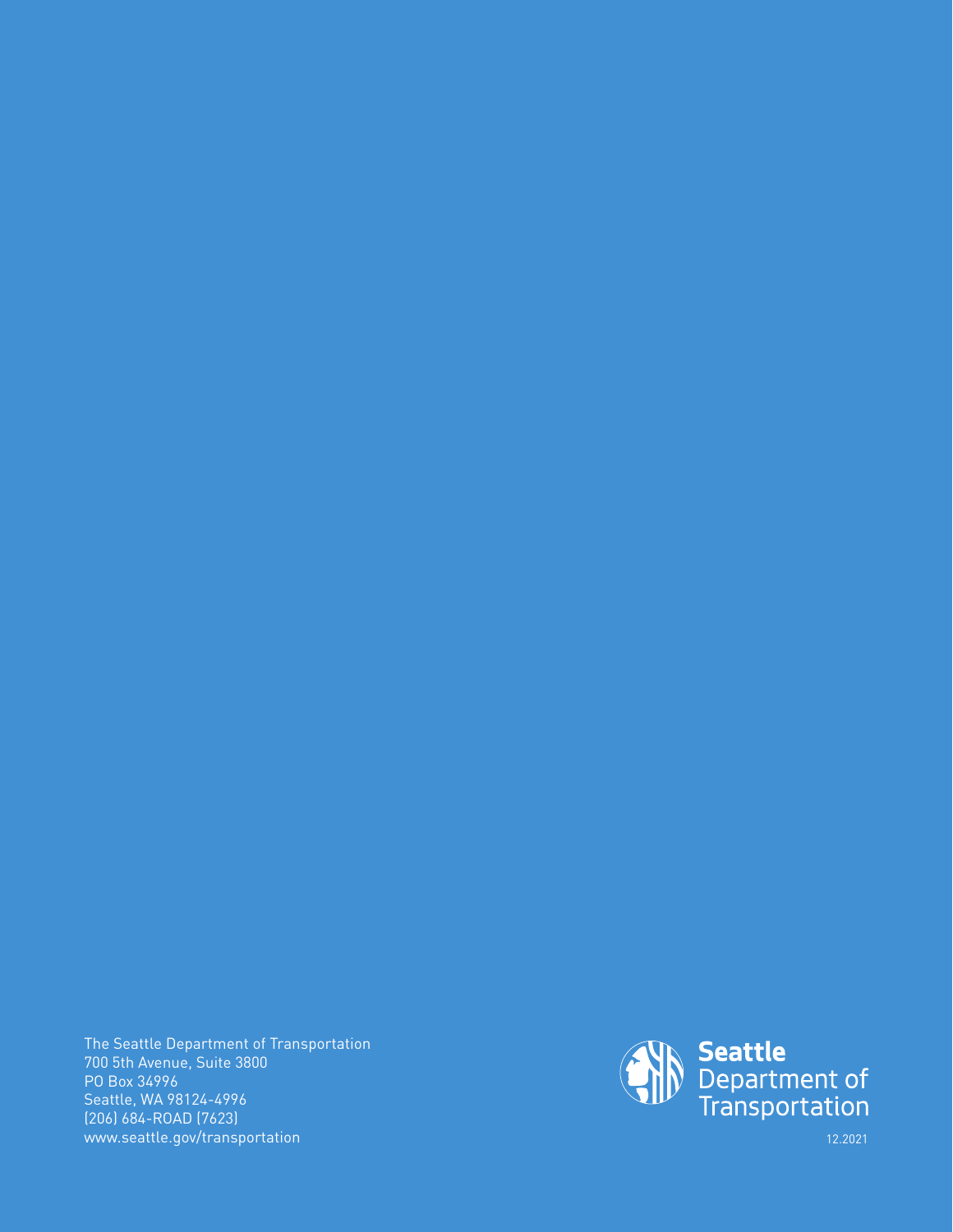The Seattle Department of Transportation
700 5th Avenue, Suite 3800
PO Box 34996
Seattle, WA 98124-4996
(206) 684-ROAD (7623)
www.seattle.gov/transportation

**Seattle**
Department of
Transportation

12.2021